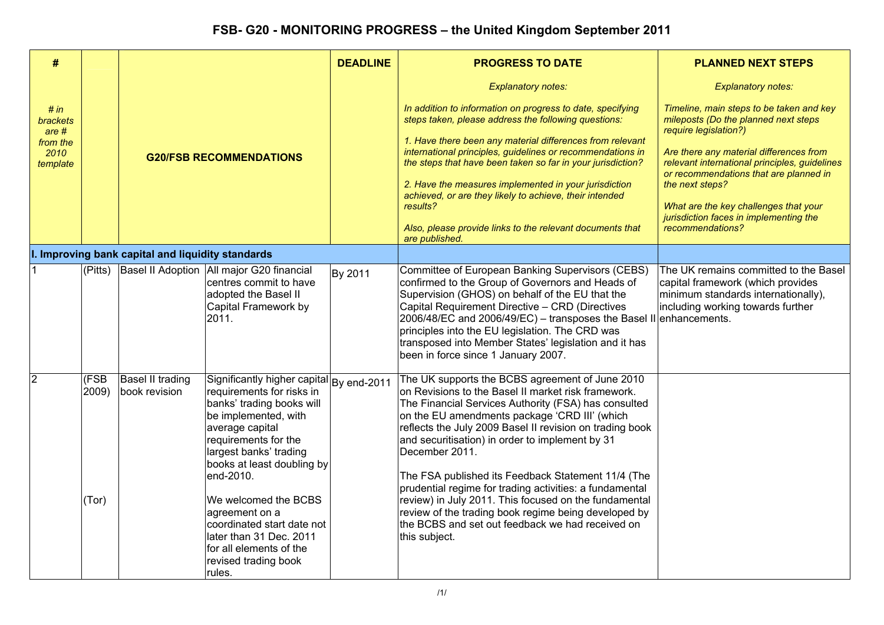# FSB- G20 - MONITORING PROGRESS – the United Kingdom September 2011

| # | | G20/FSB RECOMMENDATIONS | | DEADLINE | PROGRESS TO DATE | PLANNED NEXT STEPS |
|---|---|---|---|---|---|---|
| *# in brackets are # from the 2010 template* | | | | | *Explanatory notes:*<br><br>*In addition to information on progress to date, specifying steps taken, please address the following questions:*<br><br>*1. Have there been any material differences from relevant international principles, guidelines or recommendations in the steps that have been taken so far in your jurisdiction?*<br><br>*2. Have the measures implemented in your jurisdiction achieved, or are they likely to achieve, their intended results?*<br><br>*Also, please provide links to the relevant documents that are published.* | *Explanatory notes:*<br><br>*Timeline, main steps to be taken and key mileposts (Do the planned next steps require legislation?)*<br><br>*Are there any material differences from relevant international principles, guidelines or recommendations that are planned in the next steps?*<br><br>*What are the key challenges that your jurisdiction faces in implementing the recommendations?* |
| **I. Improving bank capital and liquidity standards** | | | | | | |
| 1 | (Pitts) | Basel II Adoption | All major G20 financial centres commit to have adopted the Basel II Capital Framework by 2011. | By 2011 | Committee of European Banking Supervisors (CEBS) confirmed to the Group of Governors and Heads of Supervision (GHOS) on behalf of the EU that the Capital Requirement Directive – CRD (Directives 2006/48/EC and 2006/49/EC) – transposes the Basel II principles into the EU legislation. The CRD was transposed into Member States' legislation and it has been in force since 1 January 2007. | The UK remains committed to the Basel capital framework (which provides minimum standards internationally), including working towards further enhancements. |
| 2 | (FSB 2009)<br><br>(Tor) | Basel II trading book revision | Significantly higher capital requirements for risks in banks' trading books will be implemented, with average capital requirements for the largest banks' trading books at least doubling by end-2010.<br><br>We welcomed the BCBS agreement on a coordinated start date not later than 31 Dec. 2011 for all elements of the revised trading book rules. | By end-2011 | The UK supports the BCBS agreement of June 2010 on Revisions to the Basel II market risk framework. The Financial Services Authority (FSA) has consulted on the EU amendments package 'CRD III' (which reflects the July 2009 Basel II revision on trading book and securitisation) in order to implement by 31 December 2011.<br><br>The FSA published its Feedback Statement 11/4 (The prudential regime for trading activities: a fundamental review) in July 2011. This focused on the fundamental review of the trading book regime being developed by the BCBS and set out feedback we had received on this subject. | |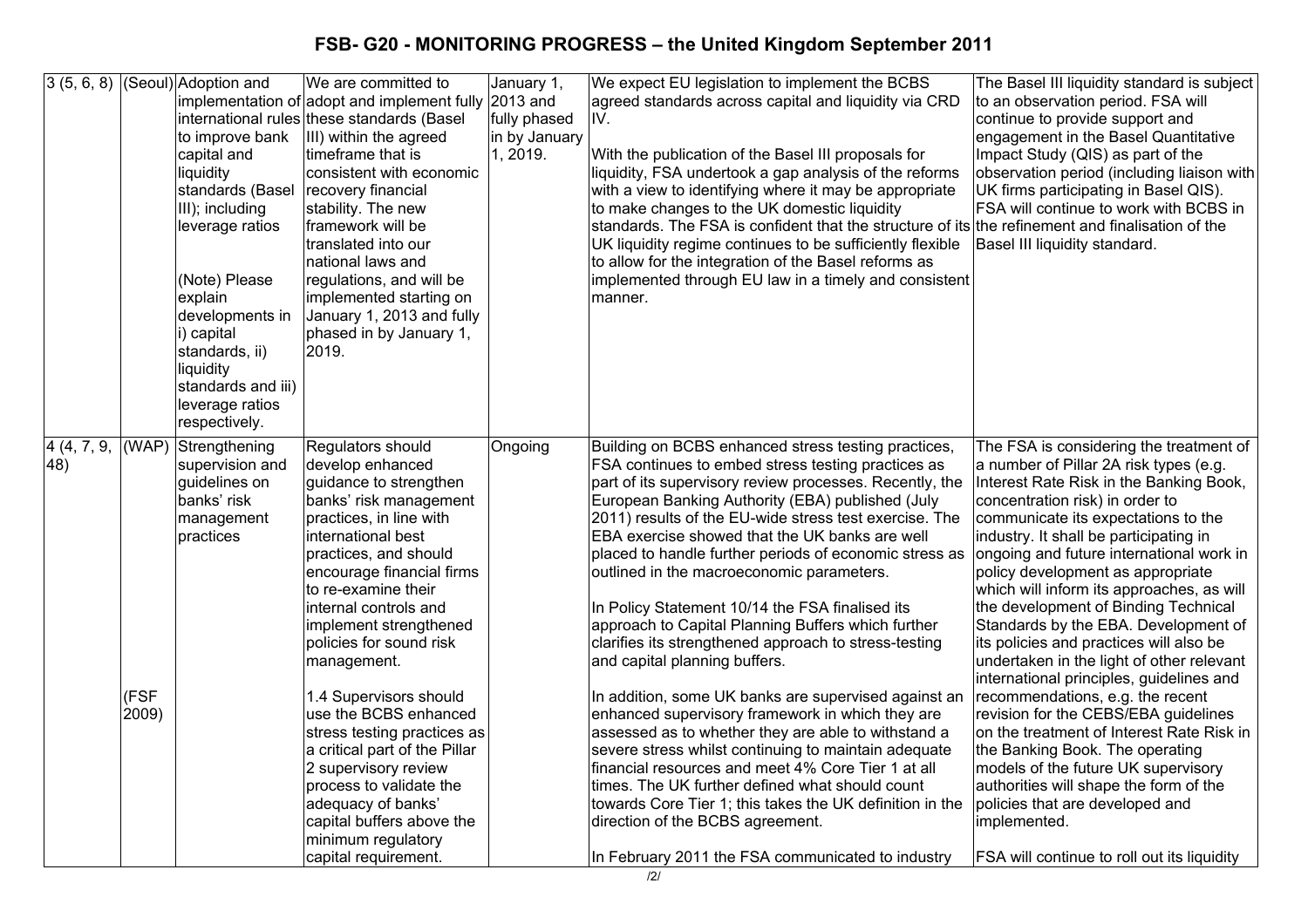# FSB- G20 - MONITORING PROGRESS – the United Kingdom September 2011

| | | | | | | |
|---|---|---|---|---|---|---|
| 3 (5, 6, 8) | (Seoul) | Adoption and implementation of international rules to improve bank capital and liquidity standards (Basel III); including leverage ratios<br><br>(Note) Please explain developments in i) capital standards, ii) liquidity standards and iii) leverage ratios respectively. | We are committed to adopt and implement fully these standards (Basel III) within the agreed timeframe that is consistent with economic recovery financial stability. The new framework will be translated into our national laws and regulations, and will be implemented starting on January 1, 2013 and fully phased in by January 1, 2019. | January 1, 2013 and fully phased in by January 1, 2019. | We expect EU legislation to implement the BCBS agreed standards across capital and liquidity via CRD IV.<br><br>With the publication of the Basel III proposals for liquidity, FSA undertook a gap analysis of the reforms with a view to identifying where it may be appropriate to make changes to the UK domestic liquidity standards. The FSA is confident that the structure of its UK liquidity regime continues to be sufficiently flexible to allow for the integration of the Basel reforms as implemented through EU law in a timely and consistent manner. | The Basel III liquidity standard is subject to an observation period. FSA will continue to provide support and engagement in the Basel Quantitative Impact Study (QIS) as part of the observation period (including liaison with UK firms participating in Basel QIS). FSA will continue to work with BCBS in the refinement and finalisation of the Basel III liquidity standard. |
| 4 (4, 7, 9, 48) | (WAP)<br><br>(FSF 2009) | Strengthening supervision and guidelines on banks' risk management practices | Regulators should develop enhanced guidance to strengthen banks' risk management practices, in line with international best practices, and should encourage financial firms to re-examine their internal controls and implement strengthened policies for sound risk management.<br><br>1.4 Supervisors should use the BCBS enhanced stress testing practices as a critical part of the Pillar 2 supervisory review process to validate the adequacy of banks' capital buffers above the minimum regulatory capital requirement. | Ongoing | Building on BCBS enhanced stress testing practices, FSA continues to embed stress testing practices as part of its supervisory review processes. Recently, the European Banking Authority (EBA) published (July 2011) results of the EU-wide stress test exercise. The EBA exercise showed that the UK banks are well placed to handle further periods of economic stress as outlined in the macroeconomic parameters.<br><br>In Policy Statement 10/14 the FSA finalised its approach to Capital Planning Buffers which further clarifies its strengthened approach to stress-testing and capital planning buffers.<br><br>In addition, some UK banks are supervised against an enhanced supervisory framework in which they are assessed as to whether they are able to withstand a severe stress whilst continuing to maintain adequate financial resources and meet 4% Core Tier 1 at all times. The UK further defined what should count towards Core Tier 1; this takes the UK definition in the direction of the BCBS agreement.<br><br>In February 2011 the FSA communicated to industry | The FSA is considering the treatment of a number of Pillar 2A risk types (e.g. Interest Rate Risk in the Banking Book, concentration risk) in order to communicate its expectations to the industry. It shall be participating in ongoing and future international work in policy development as appropriate which will inform its approaches, as will the development of Binding Technical Standards by the EBA. Development of its policies and practices will also be undertaken in the light of other relevant international principles, guidelines and recommendations, e.g. the recent revision for the CEBS/EBA guidelines on the treatment of Interest Rate Risk in the Banking Book. The operating models of the future UK supervisory authorities will shape the form of the policies that are developed and implemented.<br><br>FSA will continue to roll out its liquidity |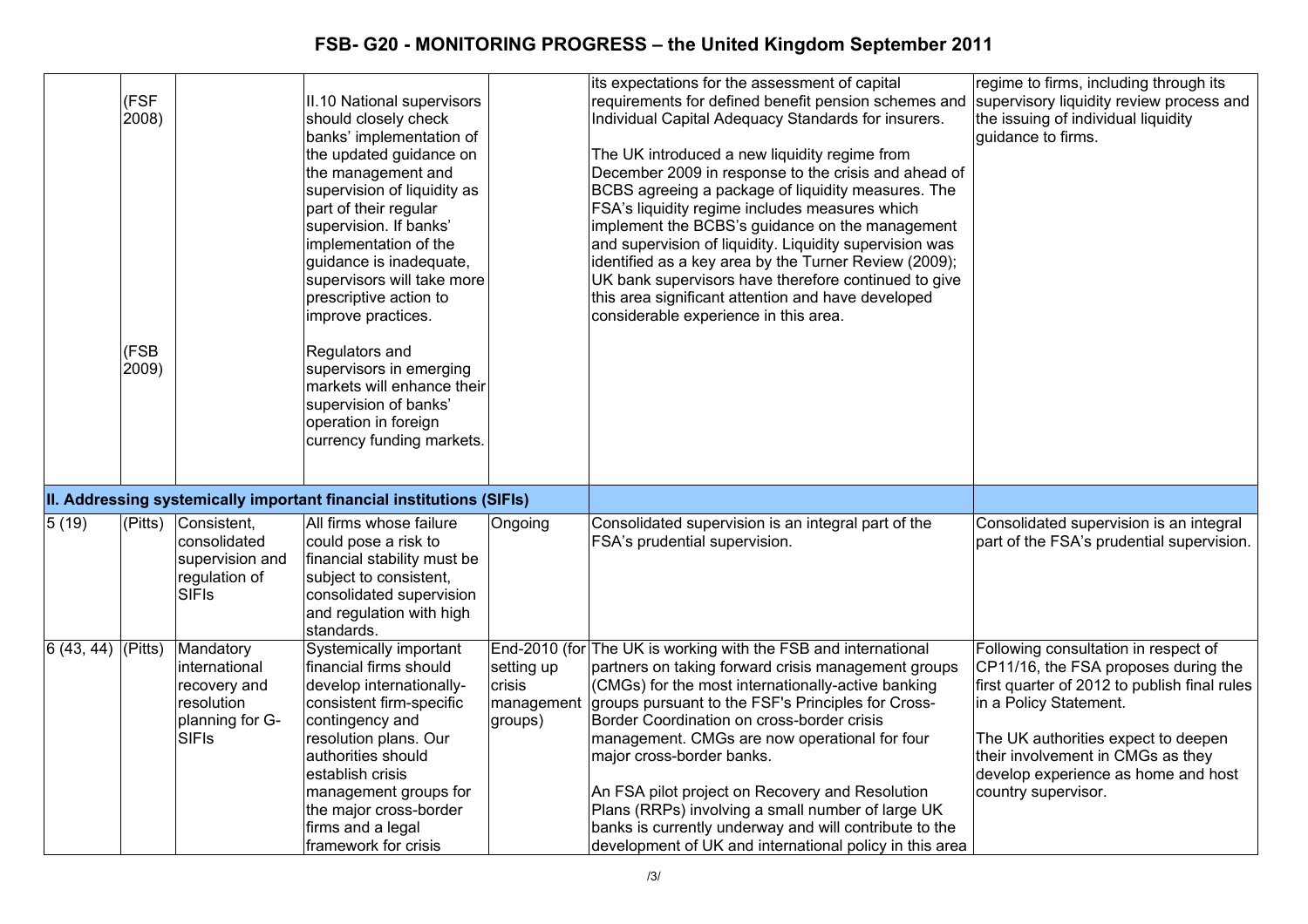| | | | | | | |
|---|---|---|---|---|---|---|
| | (FSF 2008) <br><br> (FSB 2009) | | II.10 National supervisors should closely check banks' implementation of the updated guidance on the management and supervision of liquidity as part of their regular supervision. If banks' implementation of the guidance is inadequate, supervisors will take more prescriptive action to improve practices. <br><br> Regulators and supervisors in emerging markets will enhance their supervision of banks' operation in foreign currency funding markets. | | its expectations for the assessment of capital requirements for defined benefit pension schemes and Individual Capital Adequacy Standards for insurers. <br><br> The UK introduced a new liquidity regime from December 2009 in response to the crisis and ahead of BCBS agreeing a package of liquidity measures. The FSA's liquidity regime includes measures which implement the BCBS's guidance on the management and supervision of liquidity. Liquidity supervision was identified as a key area by the Turner Review (2009); UK bank supervisors have therefore continued to give this area significant attention and have developed considerable experience in this area. | regime to firms, including through its supervisory liquidity review process and the issuing of individual liquidity guidance to firms. |
| **II. Addressing systemically important financial institutions (SIFIs)** | | | | | | |
| 5 (19) | (Pitts) | Consistent, consolidated supervision and regulation of SIFIs | All firms whose failure could pose a risk to financial stability must be subject to consistent, consolidated supervision and regulation with high standards. | Ongoing | Consolidated supervision is an integral part of the FSA's prudential supervision. | Consolidated supervision is an integral part of the FSA's prudential supervision. |
| 6 (43, 44) | (Pitts) | Mandatory international recovery and resolution planning for G-SIFIs | Systemically important financial firms should develop internationally-consistent firm-specific contingency and resolution plans. Our authorities should establish crisis management groups for the major cross-border firms and a legal framework for crisis | End-2010 (for setting up crisis management groups) | The UK is working with the FSB and international partners on taking forward crisis management groups (CMGs) for the most internationally-active banking groups pursuant to the FSF's Principles for Cross-Border Coordination on cross-border crisis management. CMGs are now operational for four major cross-border banks. <br><br> An FSA pilot project on Recovery and Resolution Plans (RRPs) involving a small number of large UK banks is currently underway and will contribute to the development of UK and international policy in this area | Following consultation in respect of CP11/16, the FSA proposes during the first quarter of 2012 to publish final rules in a Policy Statement. <br><br> The UK authorities expect to deepen their involvement in CMGs as they develop experience as home and host country supervisor. |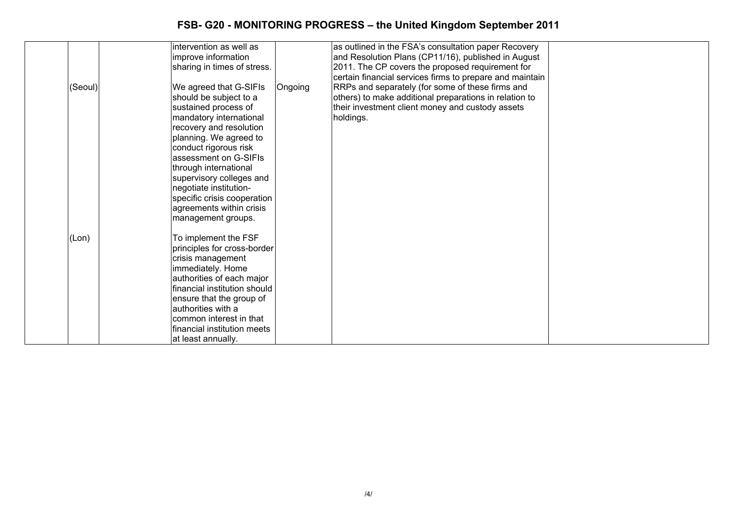| | | | | | |
|---|---|---|---|---|---|
| | | intervention as well as improve information sharing in times of stress. | | as outlined in the FSA's consultation paper Recovery and Resolution Plans (CP11/16), published in August 2011. The CP covers the proposed requirement for certain financial services firms to prepare and maintain RRPs and separately (for some of these firms and others) to make additional preparations in relation to their investment client money and custody assets holdings. | |
| (Seoul) | | We agreed that G-SIFIs should be subject to a sustained process of mandatory international recovery and resolution planning. We agreed to conduct rigorous risk assessment on G-SIFIs through international supervisory colleges and negotiate institution-specific crisis cooperation agreements within crisis management groups. | Ongoing | | |
| (Lon) | | To implement the FSF principles for cross-border crisis management immediately. Home authorities of each major financial institution should ensure that the group of authorities with a common interest in that financial institution meets at least annually. | | | |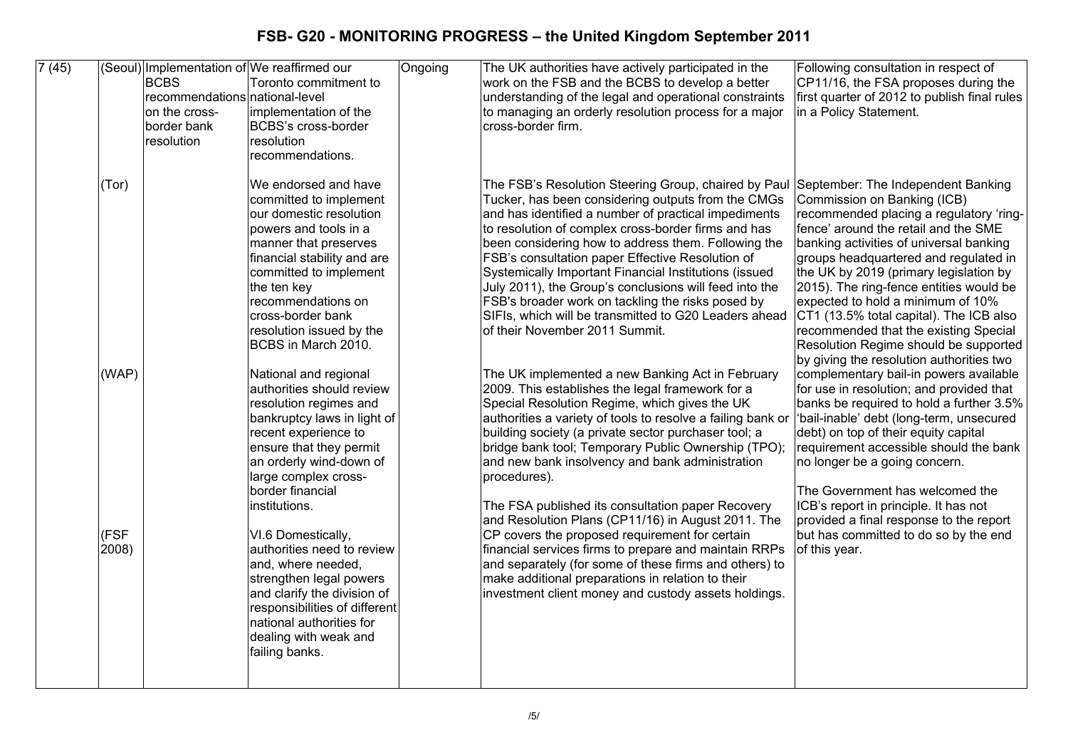# FSB- G20 - MONITORING PROGRESS – the United Kingdom September 2011

| | | | | | | |
|---|---|---|---|---|---|---|
| 7 (45) | (Seoul) | Implementation of BCBS recommendations on the cross-border bank resolution | We reaffirmed our Toronto commitment to national-level implementation of the BCBS's cross-border resolution recommendations. | Ongoing | The UK authorities have actively participated in the work on the FSB and the BCBS to develop a better understanding of the legal and operational constraints to managing an orderly resolution process for a major cross-border firm. | Following consultation in respect of CP11/16, the FSA proposes during the first quarter of 2012 to publish final rules in a Policy Statement. |
| | (Tor) | | We endorsed and have committed to implement our domestic resolution powers and tools in a manner that preserves financial stability and are committed to implement the ten key recommendations on cross-border bank resolution issued by the BCBS in March 2010. | | The FSB's Resolution Steering Group, chaired by Paul Tucker, has been considering outputs from the CMGs and has identified a number of practical impediments to resolution of complex cross-border firms and has been considering how to address them. Following the FSB's consultation paper Effective Resolution of Systemically Important Financial Institutions (issued July 2011), the Group's conclusions will feed into the FSB's broader work on tackling the risks posed by SIFIs, which will be transmitted to G20 Leaders ahead of their November 2011 Summit. | September: The Independent Banking Commission on Banking (ICB) recommended placing a regulatory 'ring-fence' around the retail and the SME banking activities of universal banking groups headquartered and regulated in the UK by 2019 (primary legislation by 2015). The ring-fence entities would be expected to hold a minimum of 10% CT1 (13.5% total capital). The ICB also recommended that the existing Special Resolution Regime should be supported by giving the resolution authorities two complementary bail-in powers available for use in resolution; and provided that banks be required to hold a further 3.5% 'bail-inable' debt (long-term, unsecured debt) on top of their equity capital requirement accessible should the bank no longer be a going concern.<br><br>The Government has welcomed the ICB's report in principle. It has not provided a final response to the report but has committed to do so by the end of this year. |
| | (WAP) | | National and regional authorities should review resolution regimes and bankruptcy laws in light of recent experience to ensure that they permit an orderly wind-down of large complex cross-border financial institutions. | | The UK implemented a new Banking Act in February 2009. This establishes the legal framework for a Special Resolution Regime, which gives the UK authorities a variety of tools to resolve a failing bank or building society (a private sector purchaser tool; a bridge bank tool; Temporary Public Ownership (TPO); and new bank insolvency and bank administration procedures).<br><br>The FSA published its consultation paper Recovery and Resolution Plans (CP11/16) in August 2011. The CP covers the proposed requirement for certain financial services firms to prepare and maintain RRPs and separately (for some of these firms and others) to make additional preparations in relation to their investment client money and custody assets holdings. | |
| | (FSF 2008) | | VI.6 Domestically, authorities need to review and, where needed, strengthen legal powers and clarify the division of responsibilities of different national authorities for dealing with weak and failing banks. | | | |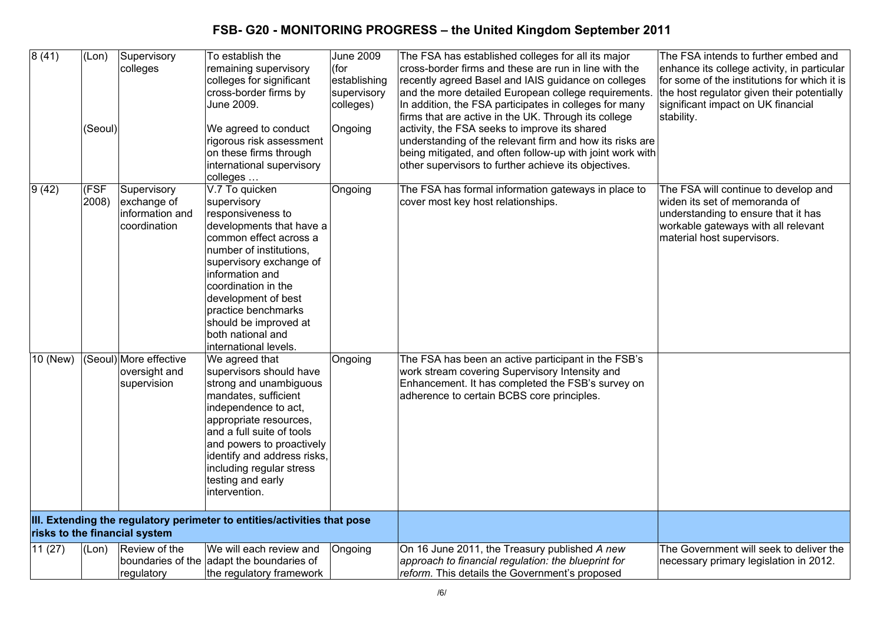# FSB- G20 - MONITORING PROGRESS – the United Kingdom September 2011

| | | | | | | |
|---|---|---|---|---|---|---|
| 8 (41) | (Lon)<br><br>(Seoul) | Supervisory colleges | To establish the remaining supervisory colleges for significant cross-border firms by June 2009.<br><br>We agreed to conduct rigorous risk assessment on these firms through international supervisory colleges … | June 2009 (for establishing supervisory colleges)<br><br>Ongoing | The FSA has established colleges for all its major cross-border firms and these are run in line with the recently agreed Basel and IAIS guidance on colleges and the more detailed European college requirements. In addition, the FSA participates in colleges for many firms that are active in the UK. Through its college activity, the FSA seeks to improve its shared understanding of the relevant firm and how its risks are being mitigated, and often follow-up with joint work with other supervisors to further achieve its objectives. | The FSA intends to further embed and enhance its college activity, in particular for some of the institutions for which it is the host regulator given their potentially significant impact on UK financial stability. |
| 9 (42) | (FSF 2008) | Supervisory exchange of information and coordination | V.7 To quicken supervisory responsiveness to developments that have a common effect across a number of institutions, supervisory exchange of information and coordination in the development of best practice benchmarks should be improved at both national and international levels. | Ongoing | The FSA has formal information gateways in place to cover most key host relationships. | The FSA will continue to develop and widen its set of memoranda of understanding to ensure that it has workable gateways with all relevant material host supervisors. |
| 10 (New) | (Seoul) | More effective oversight and supervision | We agreed that supervisors should have strong and unambiguous mandates, sufficient independence to act, appropriate resources, and a full suite of tools and powers to proactively identify and address risks, including regular stress testing and early intervention. | Ongoing | The FSA has been an active participant in the FSB's work stream covering Supervisory Intensity and Enhancement. It has completed the FSB's survey on adherence to certain BCBS core principles. | |
| **III. Extending the regulatory perimeter to entities/activities that pose risks to the financial system** | | | | | | |
| 11 (27) | (Lon) | Review of the boundaries of the regulatory | We will each review and adapt the boundaries of the regulatory framework | Ongoing | On 16 June 2011, the Treasury published *A new approach to financial regulation: the blueprint for reform.* This details the Government's proposed | The Government will seek to deliver the necessary primary legislation in 2012. |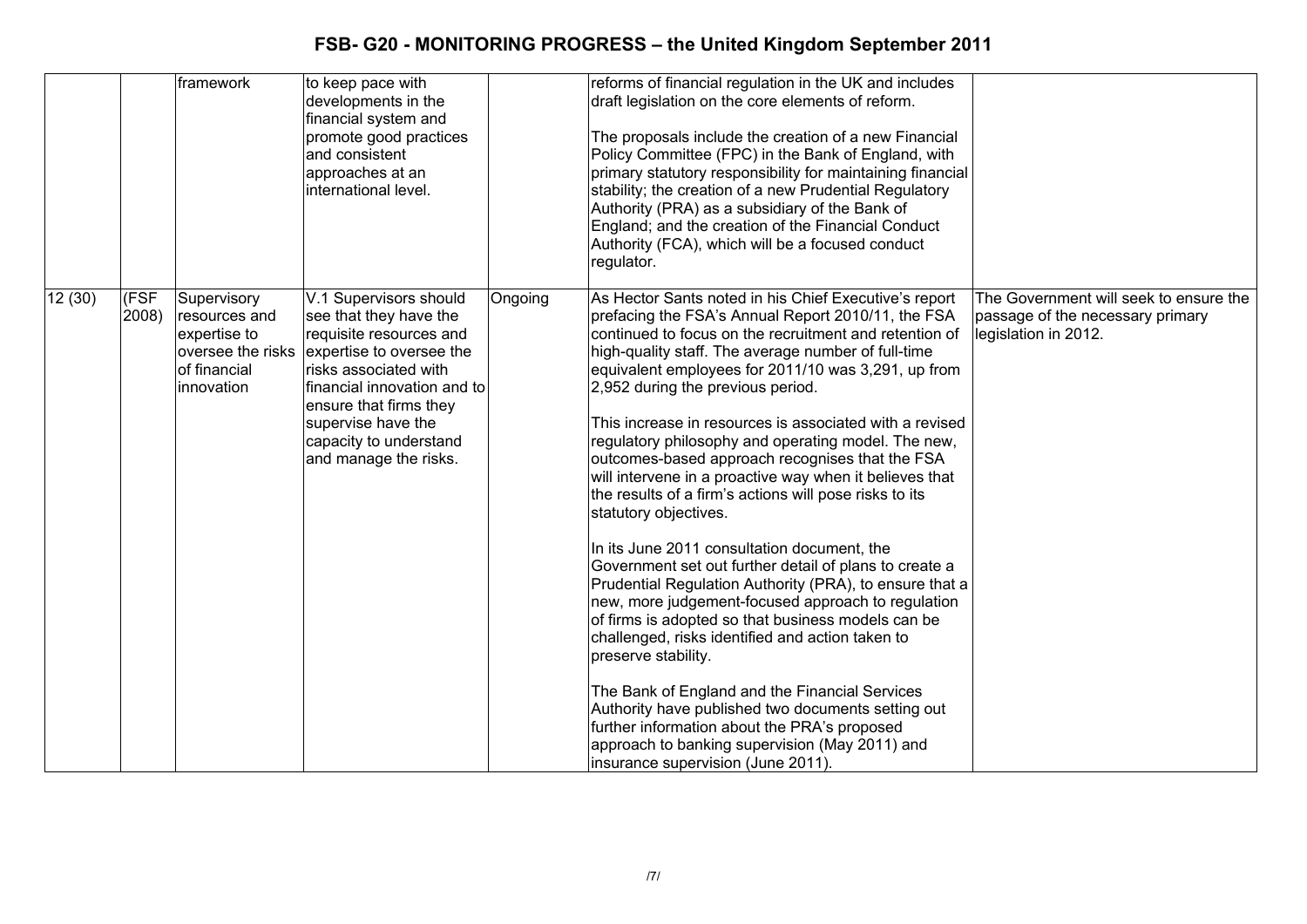| | | | | | | |
|---|---|---|---|---|---|---|
| | | framework | to keep pace with developments in the financial system and promote good practices and consistent approaches at an international level. | | reforms of financial regulation in the UK and includes draft legislation on the core elements of reform.<br><br>The proposals include the creation of a new Financial Policy Committee (FPC) in the Bank of England, with primary statutory responsibility for maintaining financial stability; the creation of a new Prudential Regulatory Authority (PRA) as a subsidiary of the Bank of England; and the creation of the Financial Conduct Authority (FCA), which will be a focused conduct regulator. | |
| 12 (30) | (FSF 2008) | Supervisory resources and expertise to oversee the risks of financial innovation | V.1 Supervisors should see that they have the requisite resources and expertise to oversee the risks associated with financial innovation and to ensure that firms they supervise have the capacity to understand and manage the risks. | Ongoing | As Hector Sants noted in his Chief Executive's report prefacing the FSA's Annual Report 2010/11, the FSA continued to focus on the recruitment and retention of high-quality staff. The average number of full-time equivalent employees for 2011/10 was 3,291, up from 2,952 during the previous period.<br><br>This increase in resources is associated with a revised regulatory philosophy and operating model. The new, outcomes-based approach recognises that the FSA will intervene in a proactive way when it believes that the results of a firm's actions will pose risks to its statutory objectives.<br><br>In its June 2011 consultation document, the Government set out further detail of plans to create a Prudential Regulation Authority (PRA), to ensure that a new, more judgement-focused approach to regulation of firms is adopted so that business models can be challenged, risks identified and action taken to preserve stability.<br><br>The Bank of England and the Financial Services Authority have published two documents setting out further information about the PRA's proposed approach to banking supervision (May 2011) and insurance supervision (June 2011). | The Government will seek to ensure the passage of the necessary primary legislation in 2012. |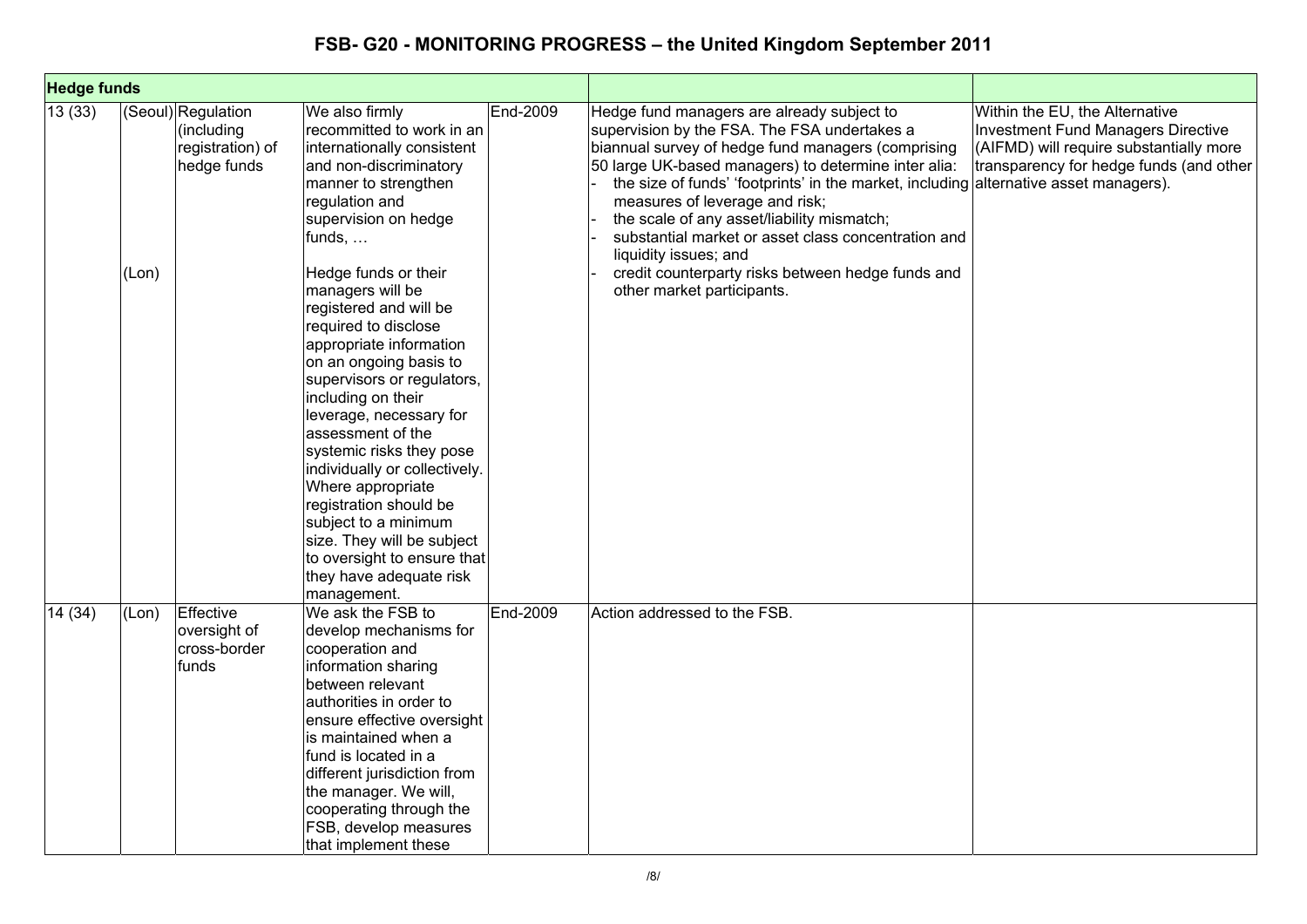# FSB- G20 - MONITORING PROGRESS – the United Kingdom September 2011

| Hedge funds | | | | | | |
|---|---|---|---|---|---|---|
| 13 (33) | (Seoul)<br><br>(Lon) | Regulation (including registration) of hedge funds | We also firmly recommitted to work in an internationally consistent and non-discriminatory manner to strengthen regulation and supervision on hedge funds, …<br><br>Hedge funds or their managers will be registered and will be required to disclose appropriate information on an ongoing basis to supervisors or regulators, including on their leverage, necessary for assessment of the systemic risks they pose individually or collectively. Where appropriate registration should be subject to a minimum size. They will be subject to oversight to ensure that they have adequate risk management. | End-2009 | Hedge fund managers are already subject to supervision by the FSA. The FSA undertakes a biannual survey of hedge fund managers (comprising 50 large UK-based managers) to determine inter alia:<br>- the size of funds' 'footprints' in the market, including measures of leverage and risk;<br>- the scale of any asset/liability mismatch;<br>- substantial market or asset class concentration and liquidity issues; and<br>- credit counterparty risks between hedge funds and other market participants. | Within the EU, the Alternative Investment Fund Managers Directive (AIFMD) will require substantially more transparency for hedge funds (and other alternative asset managers). |
| 14 (34) | (Lon) | Effective oversight of cross-border funds | We ask the FSB to develop mechanisms for cooperation and information sharing between relevant authorities in order to ensure effective oversight is maintained when a fund is located in a different jurisdiction from the manager. We will, cooperating through the FSB, develop measures that implement these | End-2009 | Action addressed to the FSB. | |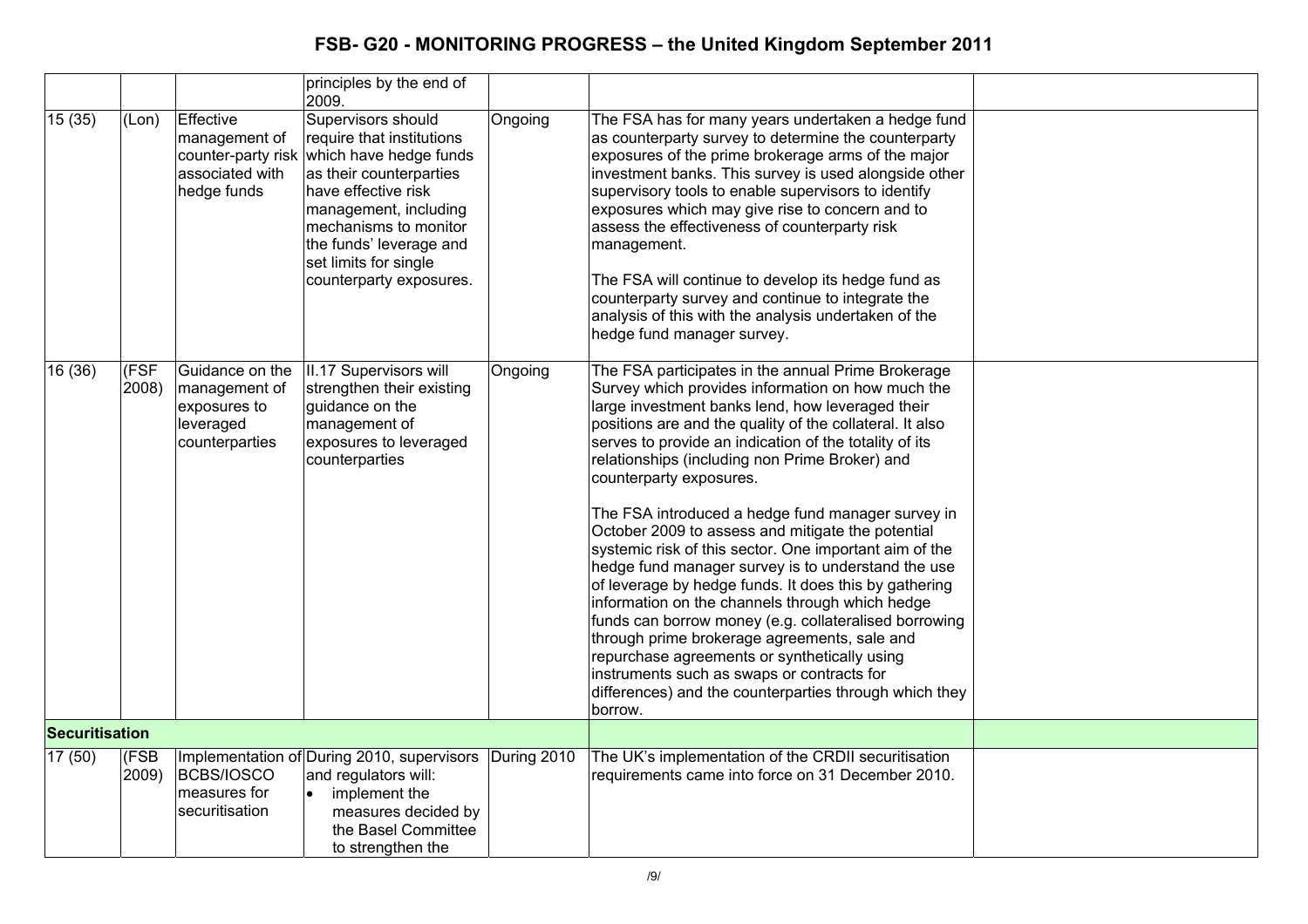| | | | | | | |
|---|---|---|---|---|---|---|
| | | | principles by the end of 2009. | | | |
| 15 (35) | (Lon) | Effective management of counter-party risk associated with hedge funds | Supervisors should require that institutions which have hedge funds as their counterparties have effective risk management, including mechanisms to monitor the funds' leverage and set limits for single counterparty exposures. | Ongoing | The FSA has for many years undertaken a hedge fund as counterparty survey to determine the counterparty exposures of the prime brokerage arms of the major investment banks. This survey is used alongside other supervisory tools to enable supervisors to identify exposures which may give rise to concern and to assess the effectiveness of counterparty risk management.<br><br>The FSA will continue to develop its hedge fund as counterparty survey and continue to integrate the analysis of this with the analysis undertaken of the hedge fund manager survey. | |
| 16 (36) | (FSF 2008) | Guidance on the management of exposures to leveraged counterparties | II.17 Supervisors will strengthen their existing guidance on the management of exposures to leveraged counterparties | Ongoing | The FSA participates in the annual Prime Brokerage Survey which provides information on how much the large investment banks lend, how leveraged their positions are and the quality of the collateral. It also serves to provide an indication of the totality of its relationships (including non Prime Broker) and counterparty exposures.<br><br>The FSA introduced a hedge fund manager survey in October 2009 to assess and mitigate the potential systemic risk of this sector. One important aim of the hedge fund manager survey is to understand the use of leverage by hedge funds. It does this by gathering information on the channels through which hedge funds can borrow money (e.g. collateralised borrowing through prime brokerage agreements, sale and repurchase agreements or synthetically using instruments such as swaps or contracts for differences) and the counterparties through which they borrow. | |
| **Securitisation** | | | | | | |
| 17 (50) | (FSB 2009) | Implementation of BCBS/IOSCO measures for securitisation | During 2010, supervisors and regulators will:<br>• implement the measures decided by the Basel Committee to strengthen the | During 2010 | The UK's implementation of the CRDII securitisation requirements came into force on 31 December 2010. | |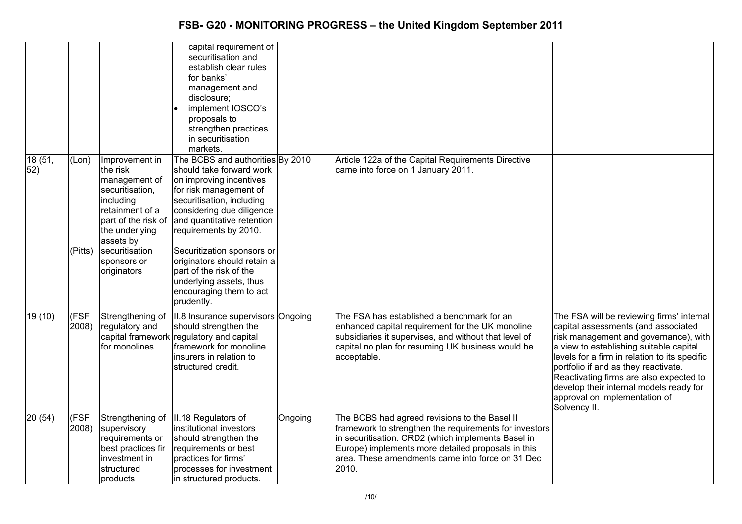# FSB- G20 - MONITORING PROGRESS – the United Kingdom September 2011

| | | | | | | |
|---|---|---|---|---|---|---|
| | | | capital requirement of securitisation and establish clear rules for banks' management and disclosure;<br>• implement IOSCO's proposals to strengthen practices in securitisation markets. | | | |
| 18 (51, 52) | (Lon)<br><br>(Pitts) | Improvement in the risk management of securitisation, including retainment of a part of the risk of the underlying assets by securitisation sponsors or originators | The BCBS and authorities should take forward work on improving incentives for risk management of securitisation, including considering due diligence and quantitative retention requirements by 2010.<br><br>Securitization sponsors or originators should retain a part of the risk of the underlying assets, thus encouraging them to act prudently. | By 2010 | Article 122a of the Capital Requirements Directive came into force on 1 January 2011. | |
| 19 (10) | (FSF 2008) | Strengthening of regulatory and capital framework for monolines | II.8 Insurance supervisors should strengthen the regulatory and capital framework for monoline insurers in relation to structured credit. | Ongoing | The FSA has established a benchmark for an enhanced capital requirement for the UK monoline subsidiaries it supervises, and without that level of capital no plan for resuming UK business would be acceptable. | The FSA will be reviewing firms' internal capital assessments (and associated risk management and governance), with a view to establishing suitable capital levels for a firm in relation to its specific portfolio if and as they reactivate. Reactivating firms are also expected to develop their internal models ready for approval on implementation of Solvency II. |
| 20 (54) | (FSF 2008) | Strengthening of supervisory requirements or best practices fir investment in structured products | II.18 Regulators of institutional investors should strengthen the requirements or best practices for firms' processes for investment in structured products. | Ongoing | The BCBS had agreed revisions to the Basel II framework to strengthen the requirements for investors in securitisation. CRD2 (which implements Basel in Europe) implements more detailed proposals in this area. These amendments came into force on 31 Dec 2010. | |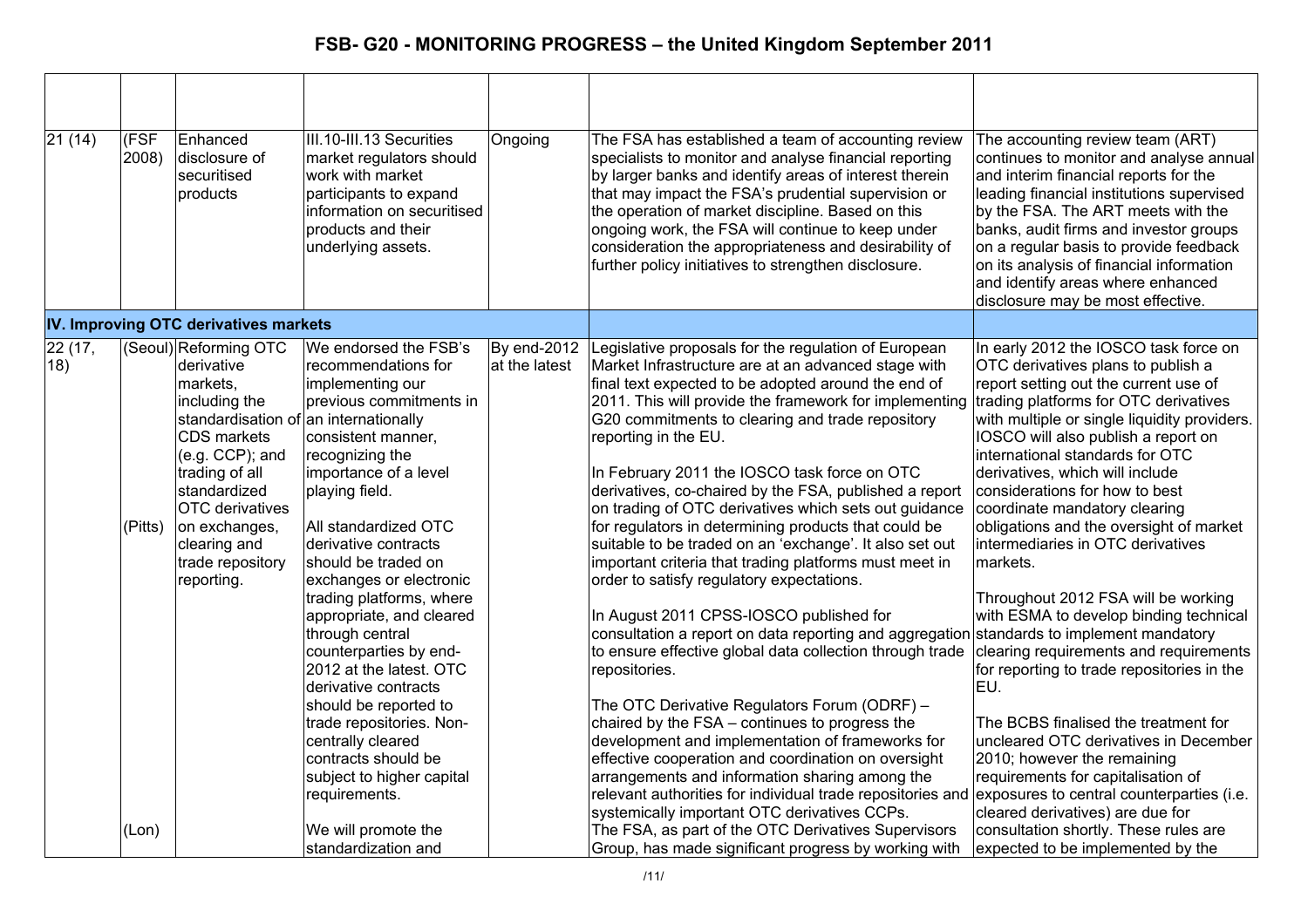| | | | | | | |
|---|---|---|---|---|---|---|
| 21 (14) | (FSF 2008) | Enhanced disclosure of securitised products | III.10-III.13 Securities market regulators should work with market participants to expand information on securitised products and their underlying assets. | Ongoing | The FSA has established a team of accounting review specialists to monitor and analyse financial reporting by larger banks and identify areas of interest therein that may impact the FSA's prudential supervision or the operation of market discipline. Based on this ongoing work, the FSA will continue to keep under consideration the appropriateness and desirability of further policy initiatives to strengthen disclosure. | The accounting review team (ART) continues to monitor and analyse annual and interim financial reports for the leading financial institutions supervised by the FSA. The ART meets with the banks, audit firms and investor groups on a regular basis to provide feedback on its analysis of financial information and identify areas where enhanced disclosure may be most effective. |
| **IV. Improving OTC derivatives markets** | | | | | | |
| 22 (17, 18) | (Seoul)<br><br>(Pitts)<br><br>(Lon) | Reforming OTC derivative markets, including the standardisation of CDS markets (e.g. CCP); and trading of all standardized OTC derivatives on exchanges, clearing and trade repository reporting. | We endorsed the FSB's recommendations for implementing our previous commitments in an internationally consistent manner, recognizing the importance of a level playing field.<br><br>All standardized OTC derivative contracts should be traded on exchanges or electronic trading platforms, where appropriate, and cleared through central counterparties by end-2012 at the latest. OTC derivative contracts should be reported to trade repositories. Non-centrally cleared contracts should be subject to higher capital requirements.<br><br>We will promote the standardization and | By end-2012 at the latest | Legislative proposals for the regulation of European Market Infrastructure are at an advanced stage with final text expected to be adopted around the end of 2011. This will provide the framework for implementing G20 commitments to clearing and trade repository reporting in the EU.<br><br>In February 2011 the IOSCO task force on OTC derivatives, co-chaired by the FSA, published a report on trading of OTC derivatives which sets out guidance for regulators in determining products that could be suitable to be traded on an 'exchange'. It also set out important criteria that trading platforms must meet in order to satisfy regulatory expectations.<br><br>In August 2011 CPSS-IOSCO published for consultation a report on data reporting and aggregation to ensure effective global data collection through trade repositories.<br><br>The OTC Derivative Regulators Forum (ODRF) – chaired by the FSA – continues to progress the development and implementation of frameworks for effective cooperation and coordination on oversight arrangements and information sharing among the relevant authorities for individual trade repositories and systemically important OTC derivatives CCPs.<br>The FSA, as part of the OTC Derivatives Supervisors Group, has made significant progress by working with | In early 2012 the IOSCO task force on OTC derivatives plans to publish a report setting out the current use of trading platforms for OTC derivatives with multiple or single liquidity providers. IOSCO will also publish a report on international standards for OTC derivatives, which will include considerations for how to best coordinate mandatory clearing obligations and the oversight of market intermediaries in OTC derivatives markets.<br><br>Throughout 2012 FSA will be working with ESMA to develop binding technical standards to implement mandatory clearing requirements and requirements for reporting to trade repositories in the EU.<br><br>The BCBS finalised the treatment for uncleared OTC derivatives in December 2010; however the remaining requirements for capitalisation of exposures to central counterparties (i.e. cleared derivatives) are due for consultation shortly. These rules are expected to be implemented by the |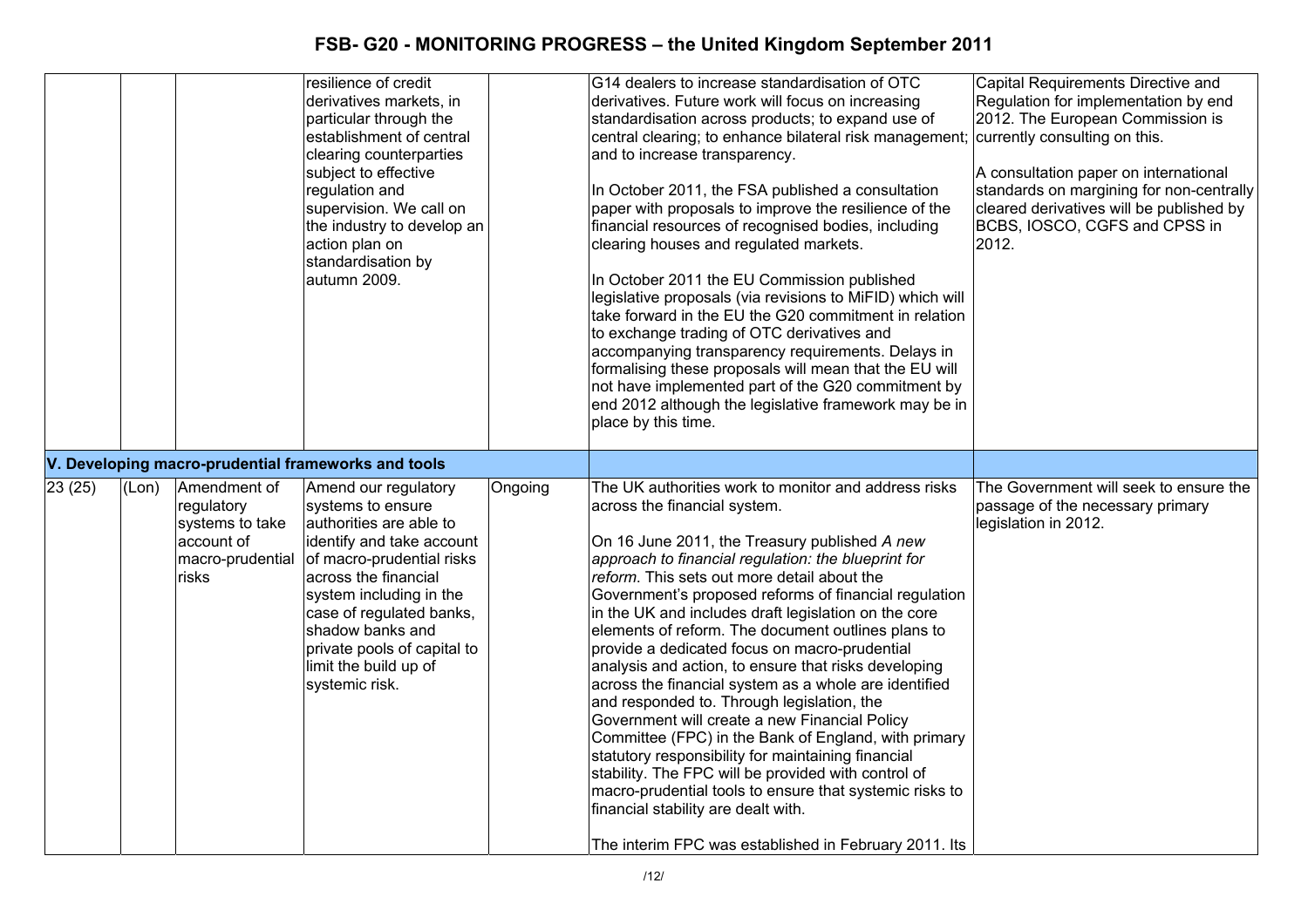| | | | | | | |
|---|---|---|---|---|---|---|
| | | | resilience of credit derivatives markets, in particular through the establishment of central clearing counterparties subject to effective regulation and supervision. We call on the industry to develop an action plan on standardisation by autumn 2009. | | G14 dealers to increase standardisation of OTC derivatives. Future work will focus on increasing standardisation across products; to expand use of central clearing; to enhance bilateral risk management; and to increase transparency.<br><br>In October 2011, the FSA published a consultation paper with proposals to improve the resilience of the financial resources of recognised bodies, including clearing houses and regulated markets.<br><br>In October 2011 the EU Commission published legislative proposals (via revisions to MiFID) which will take forward in the EU the G20 commitment in relation to exchange trading of OTC derivatives and accompanying transparency requirements. Delays in formalising these proposals will mean that the EU will not have implemented part of the G20 commitment by end 2012 although the legislative framework may be in place by this time. | Capital Requirements Directive and Regulation for implementation by end 2012. The European Commission is currently consulting on this.<br><br>A consultation paper on international standards on margining for non-centrally cleared derivatives will be published by BCBS, IOSCO, CGFS and CPSS in 2012. |
| **V. Developing macro-prudential frameworks and tools** | | | | | | |
| 23 (25) | (Lon) | Amendment of regulatory systems to take account of macro-prudential risks | Amend our regulatory systems to ensure authorities are able to identify and take account of macro-prudential risks across the financial system including in the case of regulated banks, shadow banks and private pools of capital to limit the build up of systemic risk. | Ongoing | The UK authorities work to monitor and address risks across the financial system.<br><br>On 16 June 2011, the Treasury published *A new approach to financial regulation: the blueprint for reform.* This sets out more detail about the Government's proposed reforms of financial regulation in the UK and includes draft legislation on the core elements of reform. The document outlines plans to provide a dedicated focus on macro-prudential analysis and action, to ensure that risks developing across the financial system as a whole are identified and responded to. Through legislation, the Government will create a new Financial Policy Committee (FPC) in the Bank of England, with primary statutory responsibility for maintaining financial stability. The FPC will be provided with control of macro-prudential tools to ensure that systemic risks to financial stability are dealt with.<br><br>The interim FPC was established in February 2011. Its | The Government will seek to ensure the passage of the necessary primary legislation in 2012. |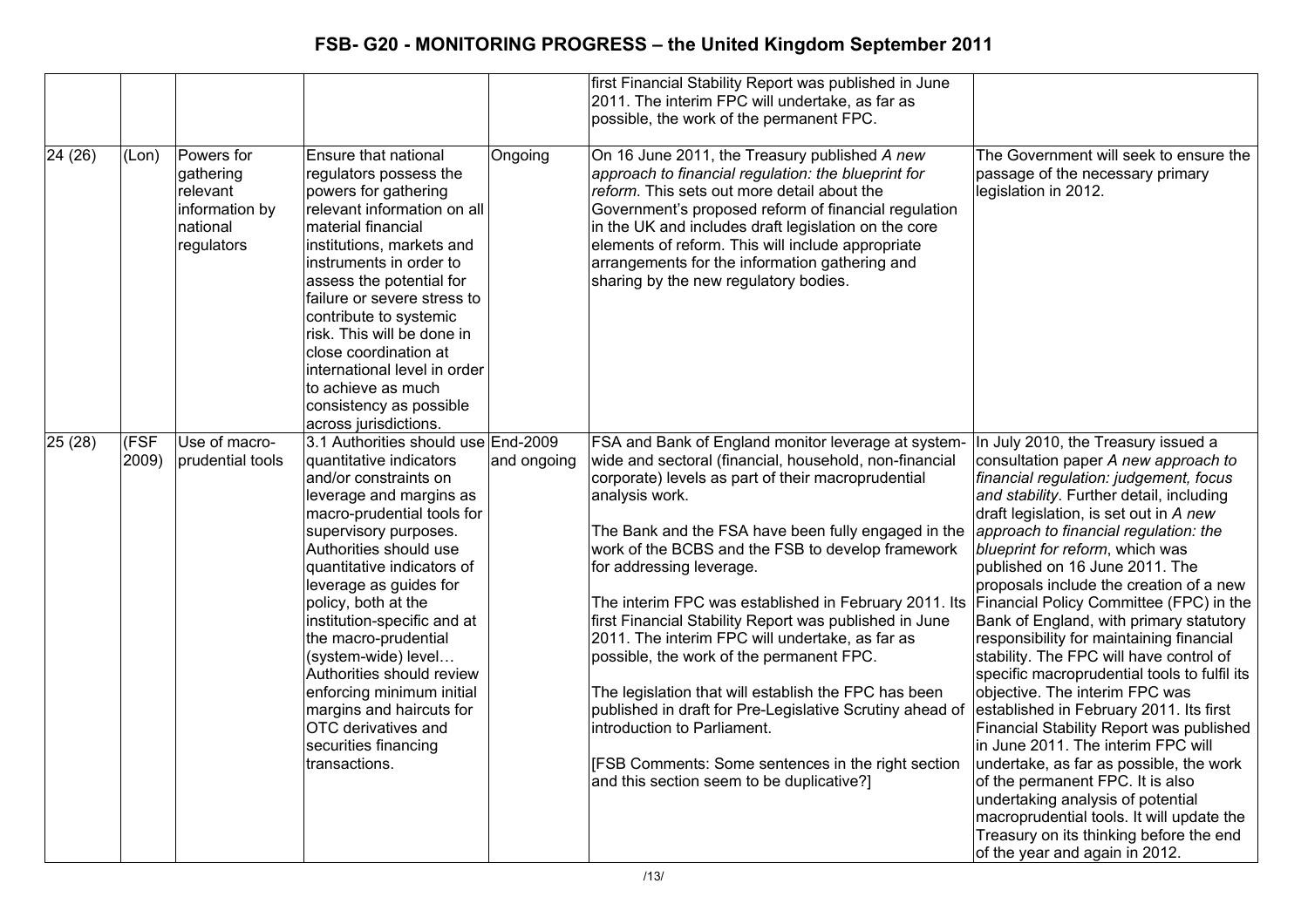| | | | | | first Financial Stability Report was published in June 2011. The interim FPC will undertake, as far as possible, the work of the permanent FPC. | |
|---|---|---|---|---|---|---|
| 24 (26) | (Lon) | Powers for gathering relevant information by national regulators | Ensure that national regulators possess the powers for gathering relevant information on all material financial institutions, markets and instruments in order to assess the potential for failure or severe stress to contribute to systemic risk. This will be done in close coordination at international level in order to achieve as much consistency as possible across jurisdictions. | Ongoing | On 16 June 2011, the Treasury published *A new approach to financial regulation: the blueprint for reform*. This sets out more detail about the Government's proposed reform of financial regulation in the UK and includes draft legislation on the core elements of reform. This will include appropriate arrangements for the information gathering and sharing by the new regulatory bodies. | The Government will seek to ensure the passage of the necessary primary legislation in 2012. |
| 25 (28) | (FSF 2009) | Use of macro-prudential tools | 3.1 Authorities should use quantitative indicators and/or constraints on leverage and margins as macro-prudential tools for supervisory purposes. Authorities should use quantitative indicators of leverage as guides for policy, both at the institution-specific and at the macro-prudential (system-wide) level… Authorities should review enforcing minimum initial margins and haircuts for OTC derivatives and securities financing transactions. | End-2009 and ongoing | FSA and Bank of England monitor leverage at system-wide and sectoral (financial, household, non-financial corporate) levels as part of their macroprudential analysis work.<br><br>The Bank and the FSA have been fully engaged in the work of the BCBS and the FSB to develop framework for addressing leverage.<br><br>The interim FPC was established in February 2011. Its first Financial Stability Report was published in June 2011. The interim FPC will undertake, as far as possible, the work of the permanent FPC.<br><br>The legislation that will establish the FPC has been published in draft for Pre-Legislative Scrutiny ahead of introduction to Parliament.<br><br>[FSB Comments: Some sentences in the right section and this section seem to be duplicative?] | In July 2010, the Treasury issued a consultation paper *A new approach to financial regulation: judgement, focus and stability*. Further detail, including draft legislation, is set out in *A new approach to financial regulation: the blueprint for reform*, which was published on 16 June 2011. The proposals include the creation of a new Financial Policy Committee (FPC) in the Bank of England, with primary statutory responsibility for maintaining financial stability. The FPC will have control of specific macroprudential tools to fulfil its objective. The interim FPC was established in February 2011. Its first Financial Stability Report was published in June 2011. The interim FPC will undertake, as far as possible, the work of the permanent FPC. It is also undertaking analysis of potential macroprudential tools. It will update the Treasury on its thinking before the end of the year and again in 2012. |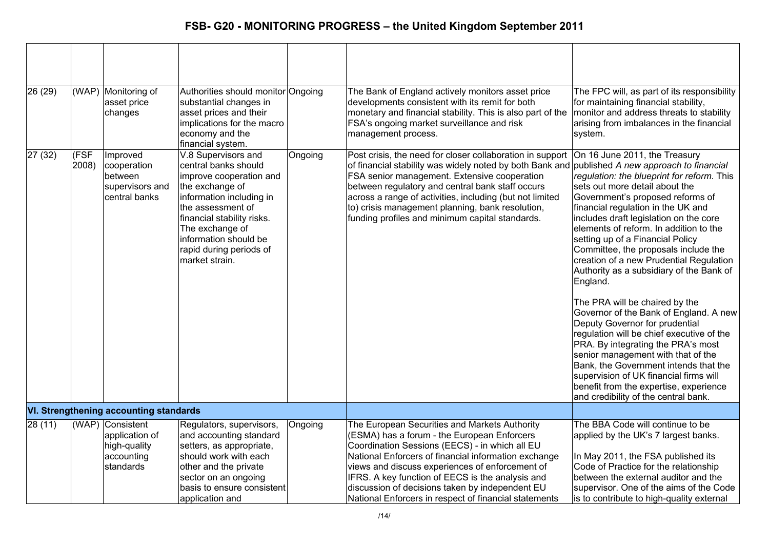# FSB- G20 - MONITORING PROGRESS – the United Kingdom September 2011

| | | | | | | |
|---|---|---|---|---|---|---|
| 26 (29) | (WAP) | Monitoring of asset price changes | Authorities should monitor substantial changes in asset prices and their implications for the macro economy and the financial system. | Ongoing | The Bank of England actively monitors asset price developments consistent with its remit for both monetary and financial stability. This is also part of the FSA's ongoing market surveillance and risk management process. | The FPC will, as part of its responsibility for maintaining financial stability, monitor and address threats to stability arising from imbalances in the financial system. |
| 27 (32) | (FSF 2008) | Improved cooperation between supervisors and central banks | V.8 Supervisors and central banks should improve cooperation and the exchange of information including in the assessment of financial stability risks. The exchange of information should be rapid during periods of market strain. | Ongoing | Post crisis, the need for closer collaboration in support of financial stability was widely noted by both Bank and FSA senior management. Extensive cooperation between regulatory and central bank staff occurs across a range of activities, including (but not limited to) crisis management planning, bank resolution, funding profiles and minimum capital standards. | On 16 June 2011, the Treasury published *A new approach to financial regulation: the blueprint for reform*. This sets out more detail about the Government's proposed reforms of financial regulation in the UK and includes draft legislation on the core elements of reform. In addition to the setting up of a Financial Policy Committee, the proposals include the creation of a new Prudential Regulation Authority as a subsidiary of the Bank of England.<br><br>The PRA will be chaired by the Governor of the Bank of England. A new Deputy Governor for prudential regulation will be chief executive of the PRA. By integrating the PRA's most senior management with that of the Bank, the Government intends that the supervision of UK financial firms will benefit from the expertise, experience and credibility of the central bank. |
| **VI. Strengthening accounting standards** | | | | | | |
| 28 (11) | (WAP) | Consistent application of high-quality accounting standards | Regulators, supervisors, and accounting standard setters, as appropriate, should work with each other and the private sector on an ongoing basis to ensure consistent application and | Ongoing | The European Securities and Markets Authority (ESMA) has a forum - the European Enforcers Coordination Sessions (EECS) - in which all EU National Enforcers of financial information exchange views and discuss experiences of enforcement of IFRS. A key function of EECS is the analysis and discussion of decisions taken by independent EU National Enforcers in respect of financial statements | The BBA Code will continue to be applied by the UK's 7 largest banks.<br><br>In May 2011, the FSA published its Code of Practice for the relationship between the external auditor and the supervisor. One of the aims of the Code is to contribute to high-quality external |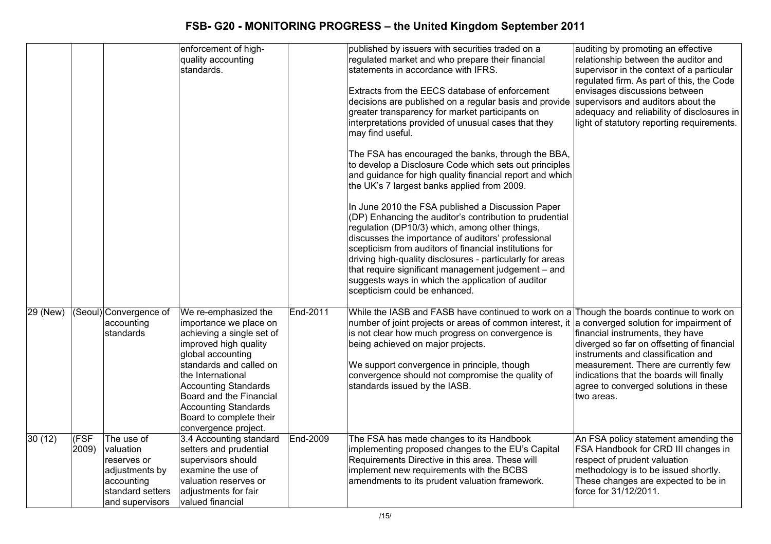| | | | enforcement of high-quality accounting standards. | | published by issuers with securities traded on a regulated market and who prepare their financial statements in accordance with IFRS.<br><br>Extracts from the EECS database of enforcement decisions are published on a regular basis and provide greater transparency for market participants on interpretations provided of unusual cases that they may find useful.<br><br>The FSA has encouraged the banks, through the BBA, to develop a Disclosure Code which sets out principles and guidance for high quality financial report and which the UK's 7 largest banks applied from 2009.<br><br>In June 2010 the FSA published a Discussion Paper (DP) Enhancing the auditor's contribution to prudential regulation (DP10/3) which, among other things, discusses the importance of auditors' professional scepticism from auditors of financial institutions for driving high-quality disclosures - particularly for areas that require significant management judgement – and suggests ways in which the application of auditor scepticism could be enhanced. | auditing by promoting an effective relationship between the auditor and supervisor in the context of a particular regulated firm. As part of this, the Code envisages discussions between supervisors and auditors about the adequacy and reliability of disclosures in light of statutory reporting requirements. |
|---|---|---|---|---|---|---|
| 29 (New) | (Seoul) | Convergence of accounting standards | We re-emphasized the importance we place on achieving a single set of improved high quality global accounting standards and called on the International Accounting Standards Board and the Financial Accounting Standards Board to complete their convergence project. | End-2011 | While the IASB and FASB have continued to work on a number of joint projects or areas of common interest, it is not clear how much progress on convergence is being achieved on major projects.<br><br>We support convergence in principle, though convergence should not compromise the quality of standards issued by the IASB. | Though the boards continue to work on a converged solution for impairment of financial instruments, they have diverged so far on offsetting of financial instruments and classification and measurement. There are currently few indications that the boards will finally agree to converged solutions in these two areas. |
| 30 (12) | (FSF 2009) | The use of valuation reserves or adjustments by accounting standard setters and supervisors | 3.4 Accounting standard setters and prudential supervisors should examine the use of valuation reserves or adjustments for fair valued financial | End-2009 | The FSA has made changes to its Handbook implementing proposed changes to the EU's Capital Requirements Directive in this area. These will implement new requirements with the BCBS amendments to its prudent valuation framework. | An FSA policy statement amending the FSA Handbook for CRD III changes in respect of prudent valuation methodology is to be issued shortly. These changes are expected to be in force for 31/12/2011. |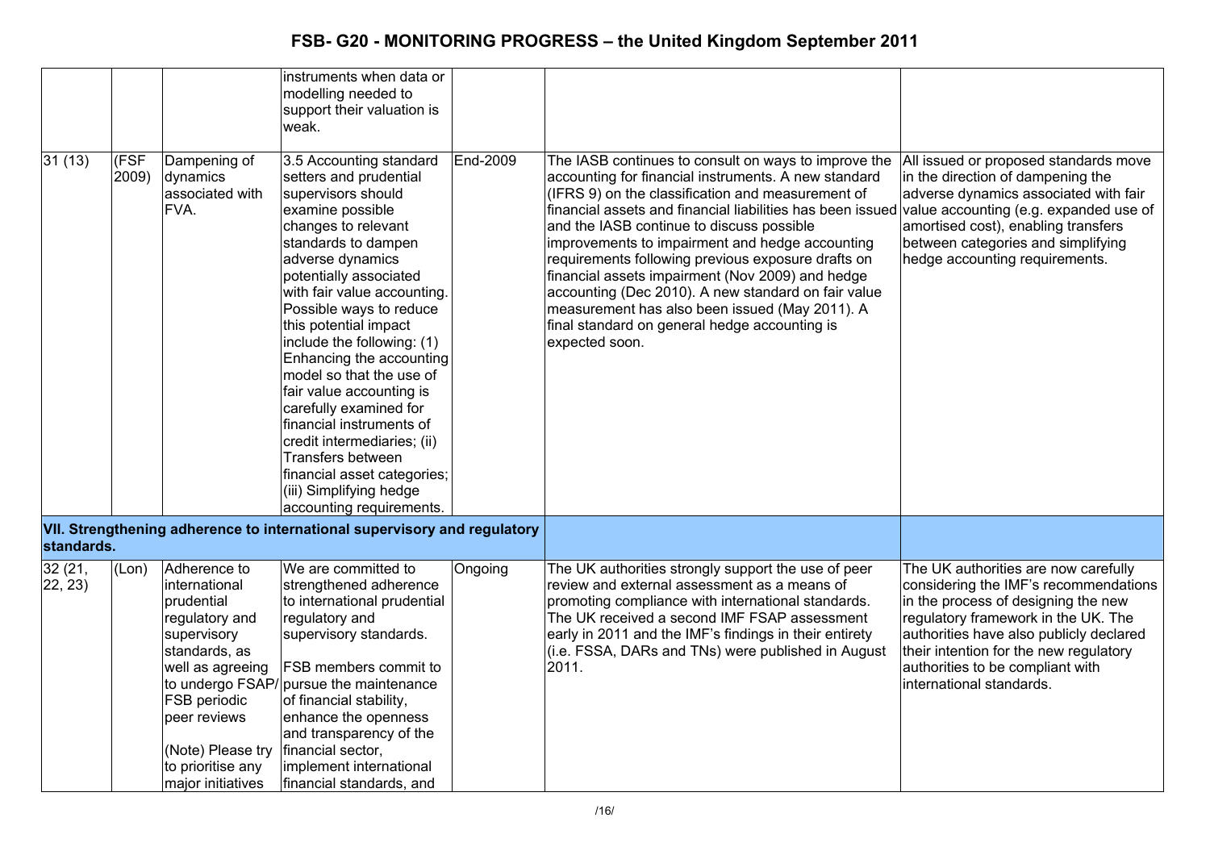| | | | | | | |
|---|---|---|---|---|---|---|
| | | | instruments when data or modelling needed to support their valuation is weak. | | | |
| 31 (13) | (FSF 2009) | Dampening of dynamics associated with FVA. | 3.5 Accounting standard setters and prudential supervisors should examine possible changes to relevant standards to dampen adverse dynamics potentially associated with fair value accounting. Possible ways to reduce this potential impact include the following: (1) Enhancing the accounting model so that the use of fair value accounting is carefully examined for financial instruments of credit intermediaries; (ii) Transfers between financial asset categories; (iii) Simplifying hedge accounting requirements. | End-2009 | The IASB continues to consult on ways to improve the accounting for financial instruments. A new standard (IFRS 9) on the classification and measurement of financial assets and financial liabilities has been issued and the IASB continue to discuss possible improvements to impairment and hedge accounting requirements following previous exposure drafts on financial assets impairment (Nov 2009) and hedge accounting (Dec 2010). A new standard on fair value measurement has also been issued (May 2011). A final standard on general hedge accounting is expected soon. | All issued or proposed standards move in the direction of dampening the adverse dynamics associated with fair value accounting (e.g. expanded use of amortised cost), enabling transfers between categories and simplifying hedge accounting requirements. |
| **VII. Strengthening adherence to international supervisory and regulatory standards.** | | | | | | |
| 32 (21, 22, 23) | (Lon) | Adherence to international prudential regulatory and supervisory standards, as well as agreeing to undergo FSAP/ FSB periodic peer reviews<br><br>(Note) Please try to prioritise any major initiatives | We are committed to strengthened adherence to international prudential regulatory and supervisory standards.<br><br>FSB members commit to pursue the maintenance of financial stability, enhance the openness and transparency of the financial sector, implement international financial standards, and | Ongoing | The UK authorities strongly support the use of peer review and external assessment as a means of promoting compliance with international standards. The UK received a second IMF FSAP assessment early in 2011 and the IMF's findings in their entirety (i.e. FSSA, DARs and TNs) were published in August 2011. | The UK authorities are now carefully considering the IMF's recommendations in the process of designing the new regulatory framework in the UK. The authorities have also publicly declared their intention for the new regulatory authorities to be compliant with international standards. |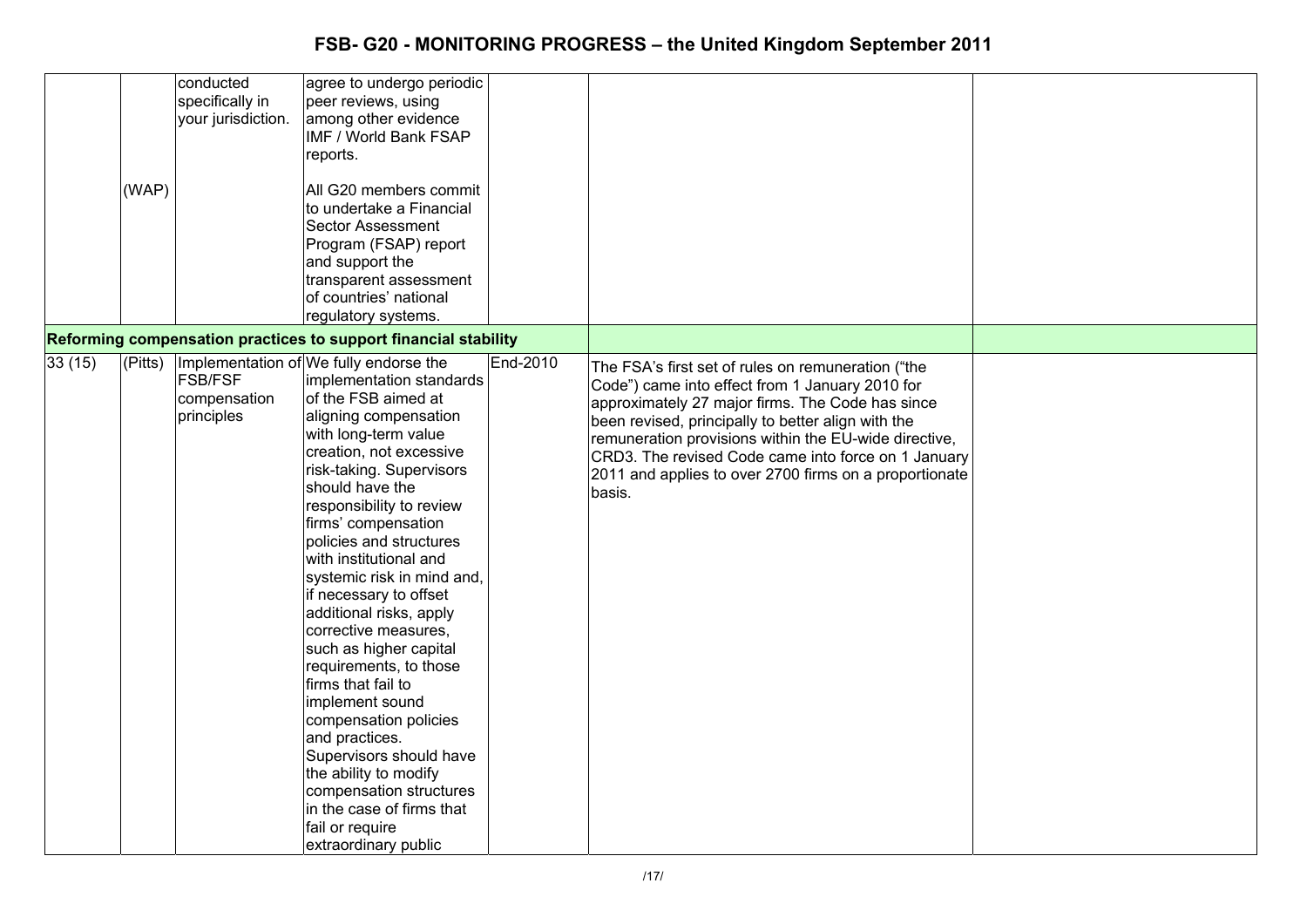# FSB- G20 - MONITORING PROGRESS – the United Kingdom September 2011

| | | | | | | |
|---|---|---|---|---|---|---|
| | | conducted specifically in your jurisdiction. | agree to undergo periodic peer reviews, using among other evidence IMF / World Bank FSAP reports. | | | |
| | (WAP) | | All G20 members commit to undertake a Financial Sector Assessment Program (FSAP) report and support the transparent assessment of countries' national regulatory systems. | | | |
| **Reforming compensation practices to support financial stability** | | | | | | |
| 33 (15) | (Pitts) | Implementation of FSB/FSF compensation principles | We fully endorse the implementation standards of the FSB aimed at aligning compensation with long-term value creation, not excessive risk-taking. Supervisors should have the responsibility to review firms' compensation policies and structures with institutional and systemic risk in mind and, if necessary to offset additional risks, apply corrective measures, such as higher capital requirements, to those firms that fail to implement sound compensation policies and practices. Supervisors should have the ability to modify compensation structures in the case of firms that fail or require extraordinary public | End-2010 | The FSA's first set of rules on remuneration ("the Code") came into effect from 1 January 2010 for approximately 27 major firms. The Code has since been revised, principally to better align with the remuneration provisions within the EU-wide directive, CRD3. The revised Code came into force on 1 January 2011 and applies to over 2700 firms on a proportionate basis. | |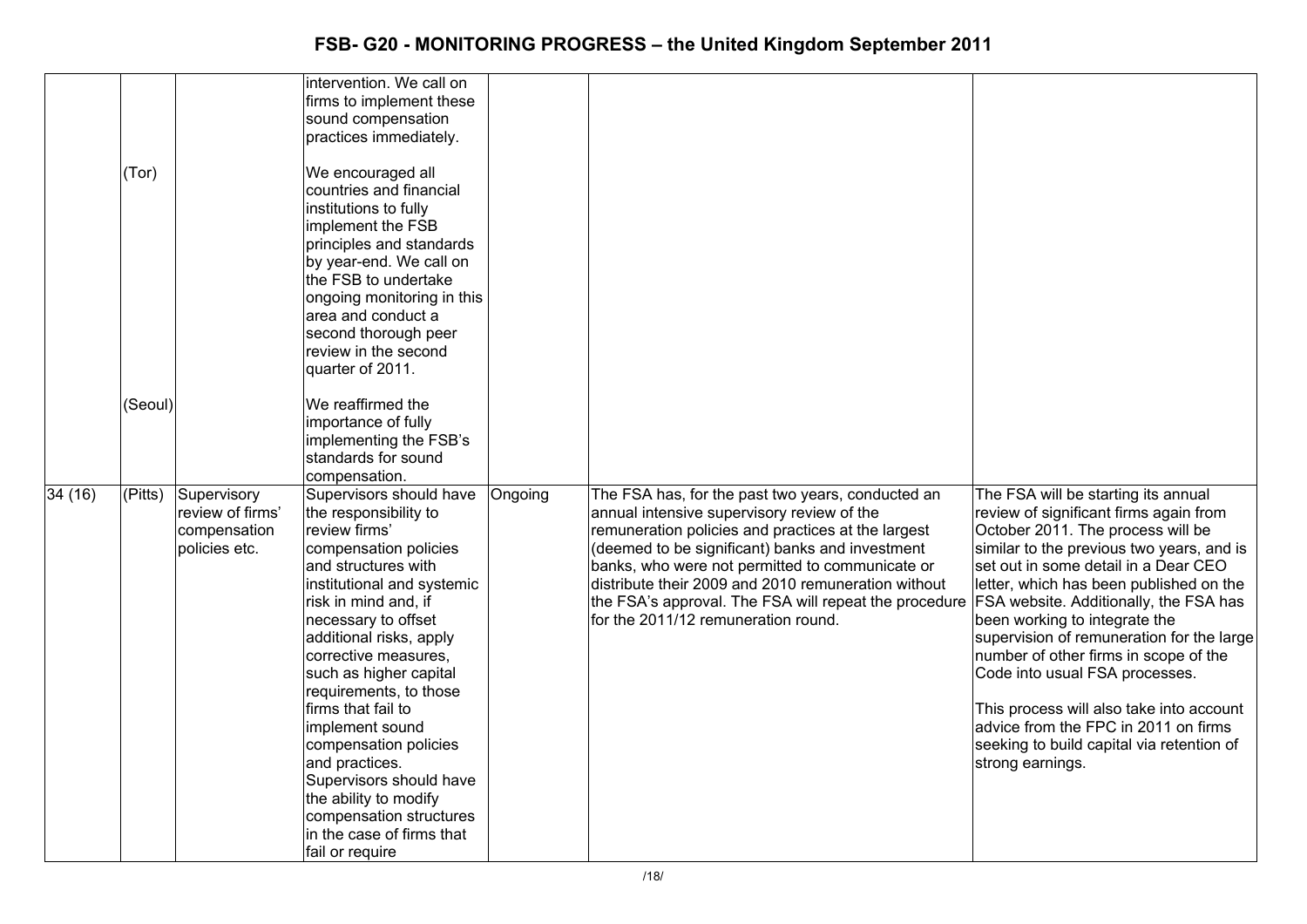| | | | | | | |
|---|---|---|---|---|---|---|
| | | | intervention. We call on firms to implement these sound compensation practices immediately. | | | |
| | (Tor) | | We encouraged all countries and financial institutions to fully implement the FSB principles and standards by year-end. We call on the FSB to undertake ongoing monitoring in this area and conduct a second thorough peer review in the second quarter of 2011. | | | |
| | (Seoul) | | We reaffirmed the importance of fully implementing the FSB's standards for sound compensation. | | | |
| 34 (16) | (Pitts) | Supervisory review of firms' compensation policies etc. | Supervisors should have the responsibility to review firms' compensation policies and structures with institutional and systemic risk in mind and, if necessary to offset additional risks, apply corrective measures, such as higher capital requirements, to those firms that fail to implement sound compensation policies and practices. Supervisors should have the ability to modify compensation structures in the case of firms that fail or require | Ongoing | The FSA has, for the past two years, conducted an annual intensive supervisory review of the remuneration policies and practices at the largest (deemed to be significant) banks and investment banks, who were not permitted to communicate or distribute their 2009 and 2010 remuneration without the FSA's approval. The FSA will repeat the procedure for the 2011/12 remuneration round. | The FSA will be starting its annual review of significant firms again from October 2011. The process will be similar to the previous two years, and is set out in some detail in a Dear CEO letter, which has been published on the FSA website. Additionally, the FSA has been working to integrate the supervision of remuneration for the large number of other firms in scope of the Code into usual FSA processes.<br><br>This process will also take into account advice from the FPC in 2011 on firms seeking to build capital via retention of strong earnings. |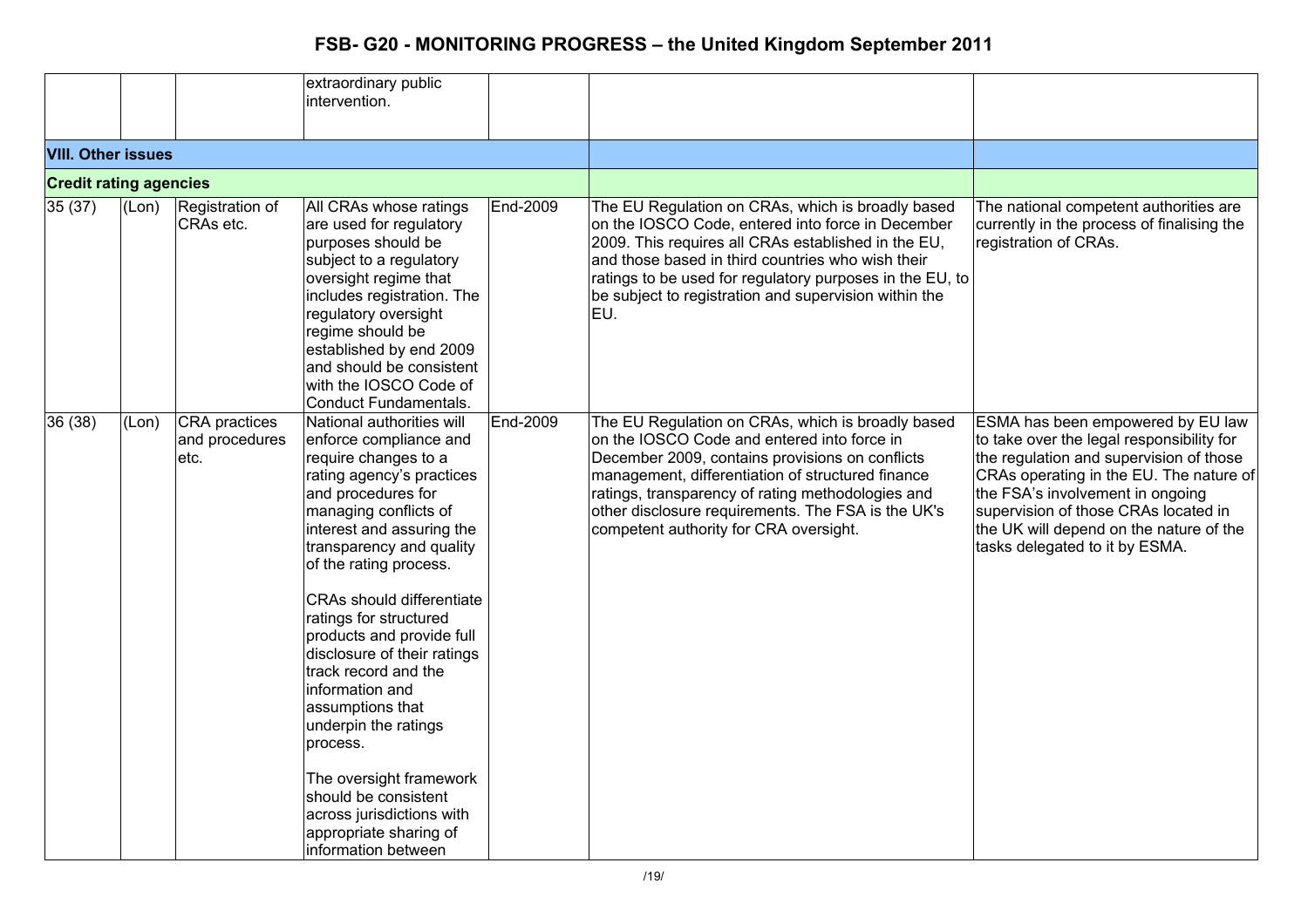| | | | extraordinary public intervention. | | | |
|---|---|---|---|---|---|---|
| **VIII. Other issues** | | | | | | |
| **Credit rating agencies** | | | | | | |
| 35 (37) | (Lon) | Registration of CRAs etc. | All CRAs whose ratings are used for regulatory purposes should be subject to a regulatory oversight regime that includes registration. The regulatory oversight regime should be established by end 2009 and should be consistent with the IOSCO Code of Conduct Fundamentals. | End-2009 | The EU Regulation on CRAs, which is broadly based on the IOSCO Code, entered into force in December 2009. This requires all CRAs established in the EU, and those based in third countries who wish their ratings to be used for regulatory purposes in the EU, to be subject to registration and supervision within the EU. | The national competent authorities are currently in the process of finalising the registration of CRAs. |
| 36 (38) | (Lon) | CRA practices and procedures etc. | National authorities will enforce compliance and require changes to a rating agency's practices and procedures for managing conflicts of interest and assuring the transparency and quality of the rating process.<br><br>CRAs should differentiate ratings for structured products and provide full disclosure of their ratings track record and the information and assumptions that underpin the ratings process.<br><br>The oversight framework should be consistent across jurisdictions with appropriate sharing of information between | End-2009 | The EU Regulation on CRAs, which is broadly based on the IOSCO Code and entered into force in December 2009, contains provisions on conflicts management, differentiation of structured finance ratings, transparency of rating methodologies and other disclosure requirements. The FSA is the UK's competent authority for CRA oversight. | ESMA has been empowered by EU law to take over the legal responsibility for the regulation and supervision of those CRAs operating in the EU. The nature of the FSA's involvement in ongoing supervision of those CRAs located in the UK will depend on the nature of the tasks delegated to it by ESMA. |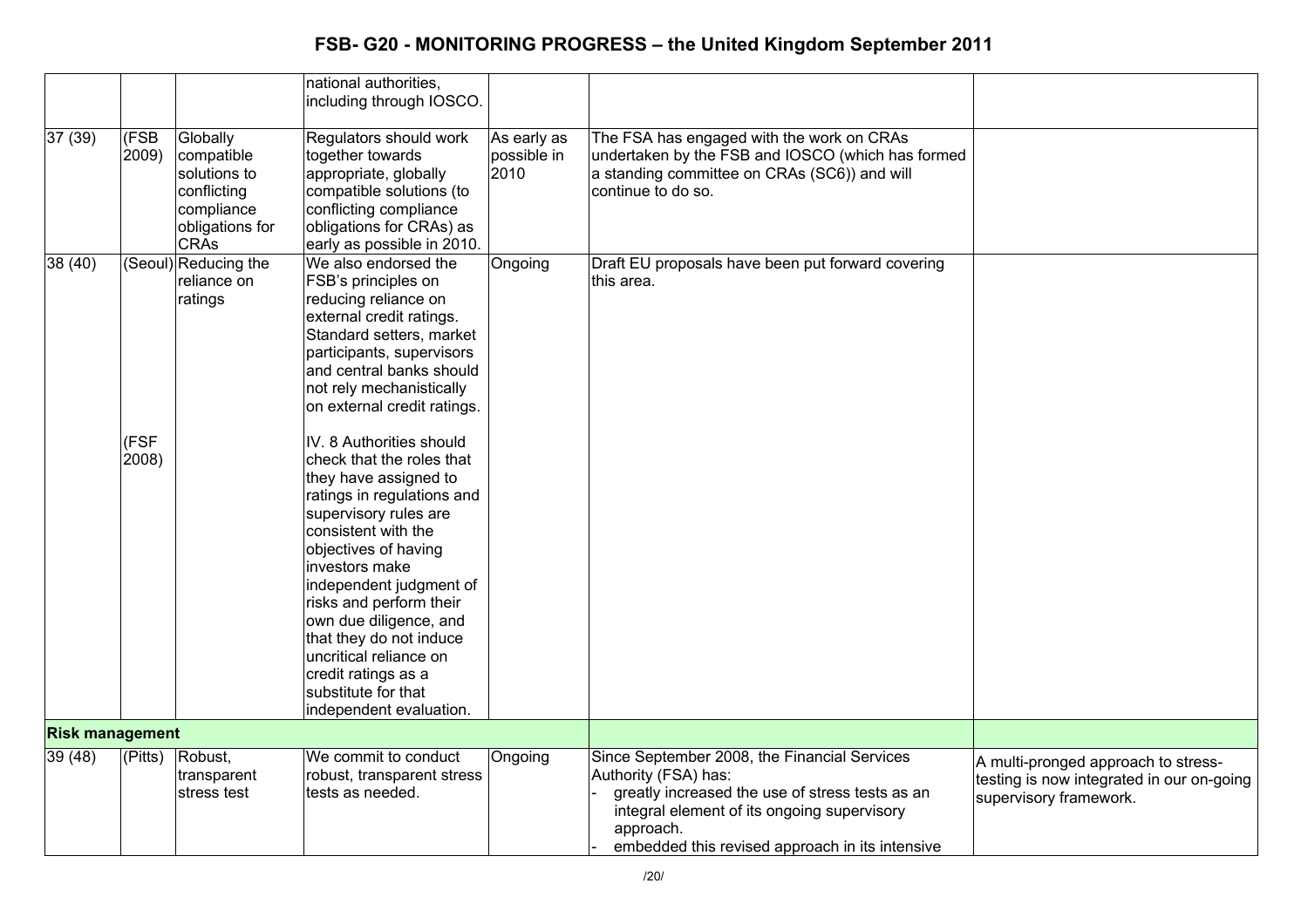# FSB- G20 - MONITORING PROGRESS – the United Kingdom September 2011

| | | | | | | |
|---|---|---|---|---|---|---|
| | | | national authorities, including through IOSCO. | | | |
| 37 (39) | (FSB 2009) | Globally compatible solutions to conflicting compliance obligations for CRAs | Regulators should work together towards appropriate, globally compatible solutions (to conflicting compliance obligations for CRAs) as early as possible in 2010. | As early as possible in 2010 | The FSA has engaged with the work on CRAs undertaken by the FSB and IOSCO (which has formed a standing committee on CRAs (SC6)) and will continue to do so. | |
| 38 (40) | (Seoul)<br><br>(FSF 2008) | Reducing the reliance on ratings | We also endorsed the FSB's principles on reducing reliance on external credit ratings. Standard setters, market participants, supervisors and central banks should not rely mechanistically on external credit ratings.<br><br>IV. 8 Authorities should check that the roles that they have assigned to ratings in regulations and supervisory rules are consistent with the objectives of having investors make independent judgment of risks and perform their own due diligence, and that they do not induce uncritical reliance on credit ratings as a substitute for that independent evaluation. | Ongoing | Draft EU proposals have been put forward covering this area. | |
| **Risk management** | | | | | | |
| 39 (48) | (Pitts) | Robust, transparent stress test | We commit to conduct robust, transparent stress tests as needed. | Ongoing | Since September 2008, the Financial Services Authority (FSA) has:<br>- greatly increased the use of stress tests as an integral element of its ongoing supervisory approach.<br>- embedded this revised approach in its intensive | A multi-pronged approach to stress-testing is now integrated in our on-going supervisory framework. |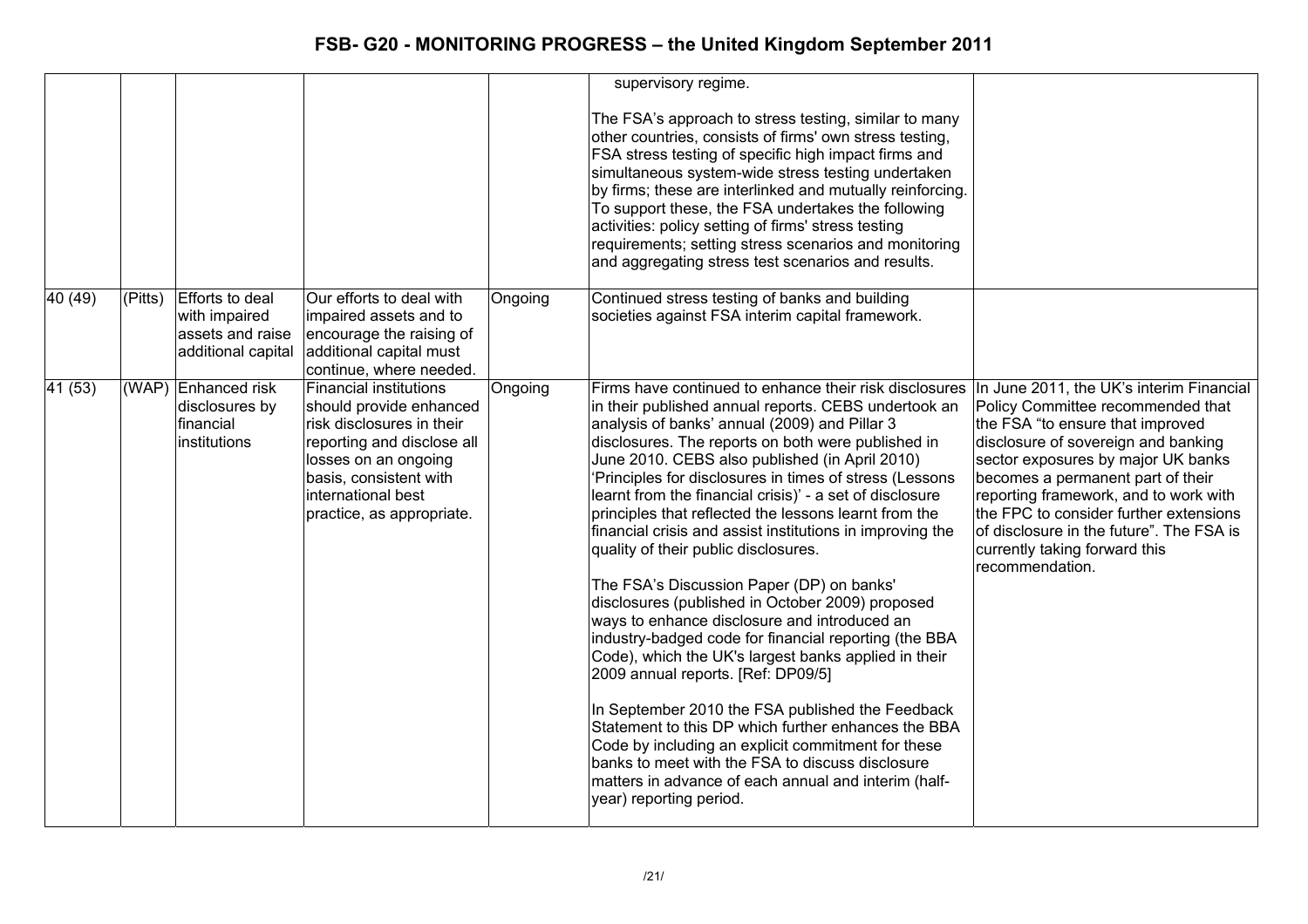| | | | | | | |
|---|---|---|---|---|---|---|
| | | | | | supervisory regime.<br><br>The FSA's approach to stress testing, similar to many other countries, consists of firms' own stress testing, FSA stress testing of specific high impact firms and simultaneous system-wide stress testing undertaken by firms; these are interlinked and mutually reinforcing. To support these, the FSA undertakes the following activities: policy setting of firms' stress testing requirements; setting stress scenarios and monitoring and aggregating stress test scenarios and results. | |
| 40 (49) | (Pitts) | Efforts to deal with impaired assets and raise additional capital | Our efforts to deal with impaired assets and to encourage the raising of additional capital must continue, where needed. | Ongoing | Continued stress testing of banks and building societies against FSA interim capital framework. | |
| 41 (53) | (WAP) | Enhanced risk disclosures by financial institutions | Financial institutions should provide enhanced risk disclosures in their reporting and disclose all losses on an ongoing basis, consistent with international best practice, as appropriate. | Ongoing | Firms have continued to enhance their risk disclosures in their published annual reports. CEBS undertook an analysis of banks' annual (2009) and Pillar 3 disclosures. The reports on both were published in June 2010. CEBS also published (in April 2010) 'Principles for disclosures in times of stress (Lessons learnt from the financial crisis)' - a set of disclosure principles that reflected the lessons learnt from the financial crisis and assist institutions in improving the quality of their public disclosures.<br><br>The FSA's Discussion Paper (DP) on banks' disclosures (published in October 2009) proposed ways to enhance disclosure and introduced an industry-badged code for financial reporting (the BBA Code), which the UK's largest banks applied in their 2009 annual reports. [Ref: DP09/5]<br><br>In September 2010 the FSA published the Feedback Statement to this DP which further enhances the BBA Code by including an explicit commitment for these banks to meet with the FSA to discuss disclosure matters in advance of each annual and interim (half-year) reporting period. | In June 2011, the UK's interim Financial Policy Committee recommended that the FSA "to ensure that improved disclosure of sovereign and banking sector exposures by major UK banks becomes a permanent part of their reporting framework, and to work with the FPC to consider further extensions of disclosure in the future". The FSA is currently taking forward this recommendation. |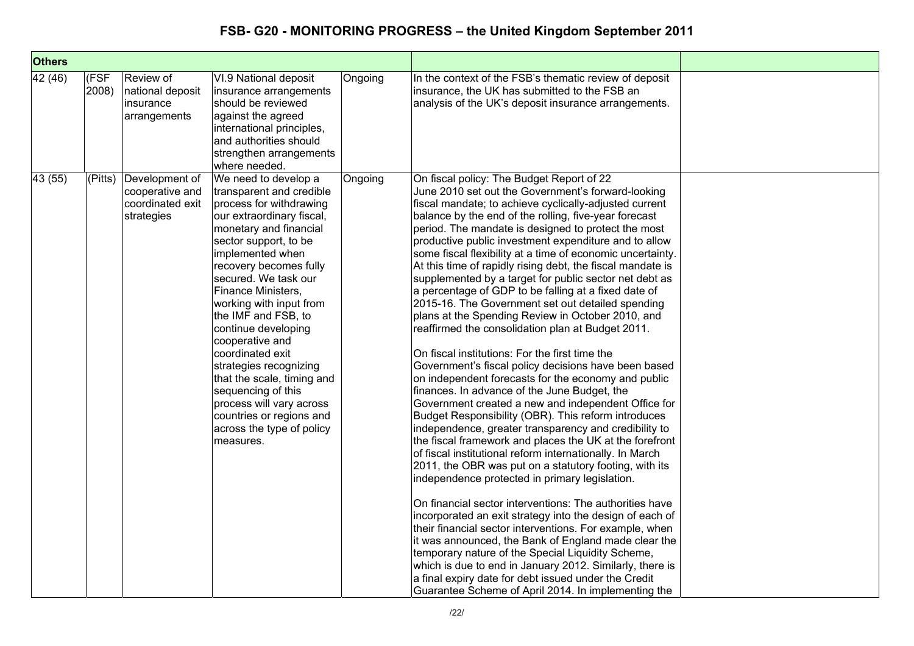# FSB- G20 - MONITORING PROGRESS – the United Kingdom September 2011

| Others | | | | | | |
|---|---|---|---|---|---|---|
| 42 (46) | (FSF 2008) | Review of national deposit insurance arrangements | VI.9 National deposit insurance arrangements should be reviewed against the agreed international principles, and authorities should strengthen arrangements where needed. | Ongoing | In the context of the FSB's thematic review of deposit insurance, the UK has submitted to the FSB an analysis of the UK's deposit insurance arrangements. | |
| 43 (55) | (Pitts) | Development of cooperative and coordinated exit strategies | We need to develop a transparent and credible process for withdrawing our extraordinary fiscal, monetary and financial sector support, to be implemented when recovery becomes fully secured. We task our Finance Ministers, working with input from the IMF and FSB, to continue developing cooperative and coordinated exit strategies recognizing that the scale, timing and sequencing of this process will vary across countries or regions and across the type of policy measures. | Ongoing | On fiscal policy: The Budget Report of 22 June 2010 set out the Government's forward-looking fiscal mandate; to achieve cyclically-adjusted current balance by the end of the rolling, five-year forecast period. The mandate is designed to protect the most productive public investment expenditure and to allow some fiscal flexibility at a time of economic uncertainty. At this time of rapidly rising debt, the fiscal mandate is supplemented by a target for public sector net debt as a percentage of GDP to be falling at a fixed date of 2015-16. The Government set out detailed spending plans at the Spending Review in October 2010, and reaffirmed the consolidation plan at Budget 2011.<br><br>On fiscal institutions: For the first time the Government's fiscal policy decisions have been based on independent forecasts for the economy and public finances. In advance of the June Budget, the Government created a new and independent Office for Budget Responsibility (OBR). This reform introduces independence, greater transparency and credibility to the fiscal framework and places the UK at the forefront of fiscal institutional reform internationally. In March 2011, the OBR was put on a statutory footing, with its independence protected in primary legislation.<br><br>On financial sector interventions: The authorities have incorporated an exit strategy into the design of each of their financial sector interventions. For example, when it was announced, the Bank of England made clear the temporary nature of the Special Liquidity Scheme, which is due to end in January 2012. Similarly, there is a final expiry date for debt issued under the Credit Guarantee Scheme of April 2014. In implementing the | |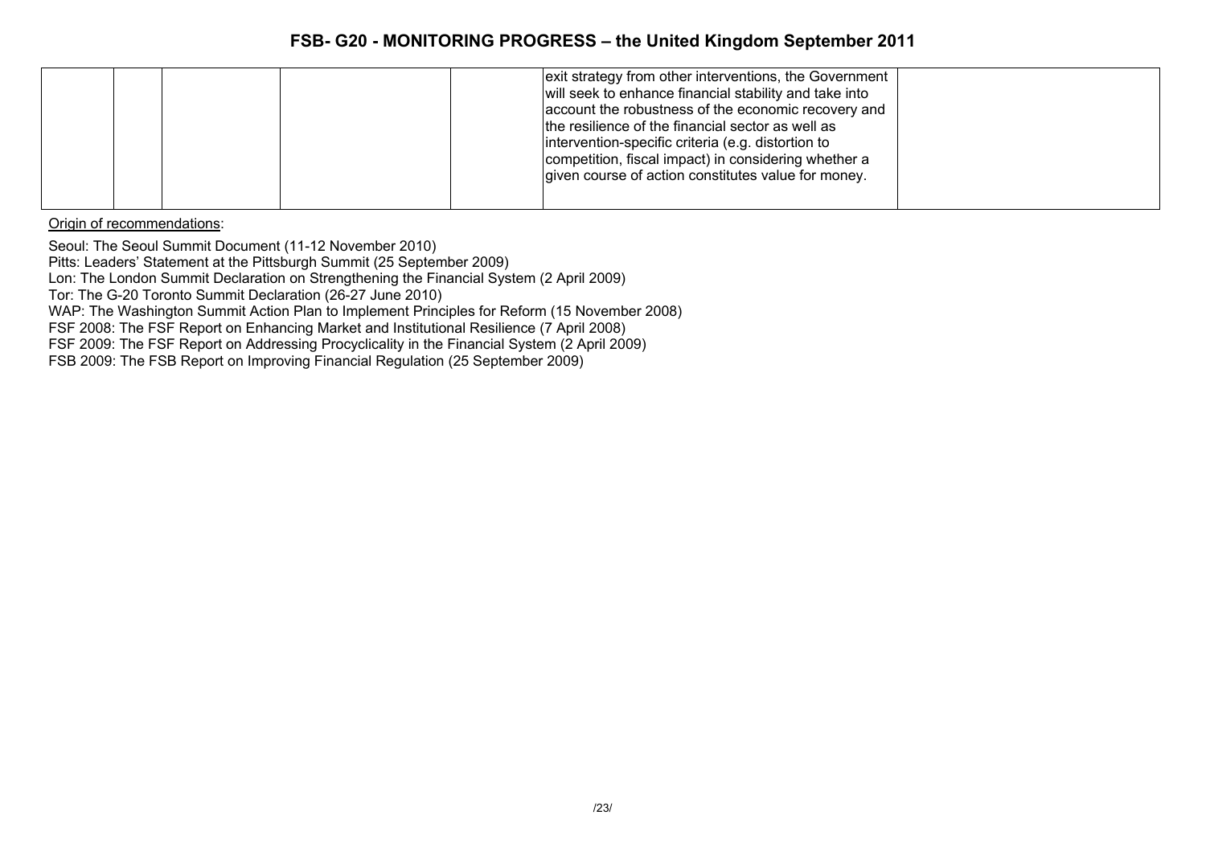| | | | | | | |
|---|---|---|---|---|---|---|
| | | | | | exit strategy from other interventions, the Government will seek to enhance financial stability and take into account the robustness of the economic recovery and the resilience of the financial sector as well as intervention-specific criteria (e.g. distortion to competition, fiscal impact) in considering whether a given course of action constitutes value for money. | |

<u>Origin of recommendations</u>:

Seoul: The Seoul Summit Document (11-12 November 2010)
Pitts: Leaders' Statement at the Pittsburgh Summit (25 September 2009)
Lon: The London Summit Declaration on Strengthening the Financial System (2 April 2009)
Tor: The G-20 Toronto Summit Declaration (26-27 June 2010)
WAP: The Washington Summit Action Plan to Implement Principles for Reform (15 November 2008)
FSF 2008: The FSF Report on Enhancing Market and Institutional Resilience (7 April 2008)
FSF 2009: The FSF Report on Addressing Procyclicality in the Financial System (2 April 2009)
FSB 2009: The FSB Report on Improving Financial Regulation (25 September 2009)